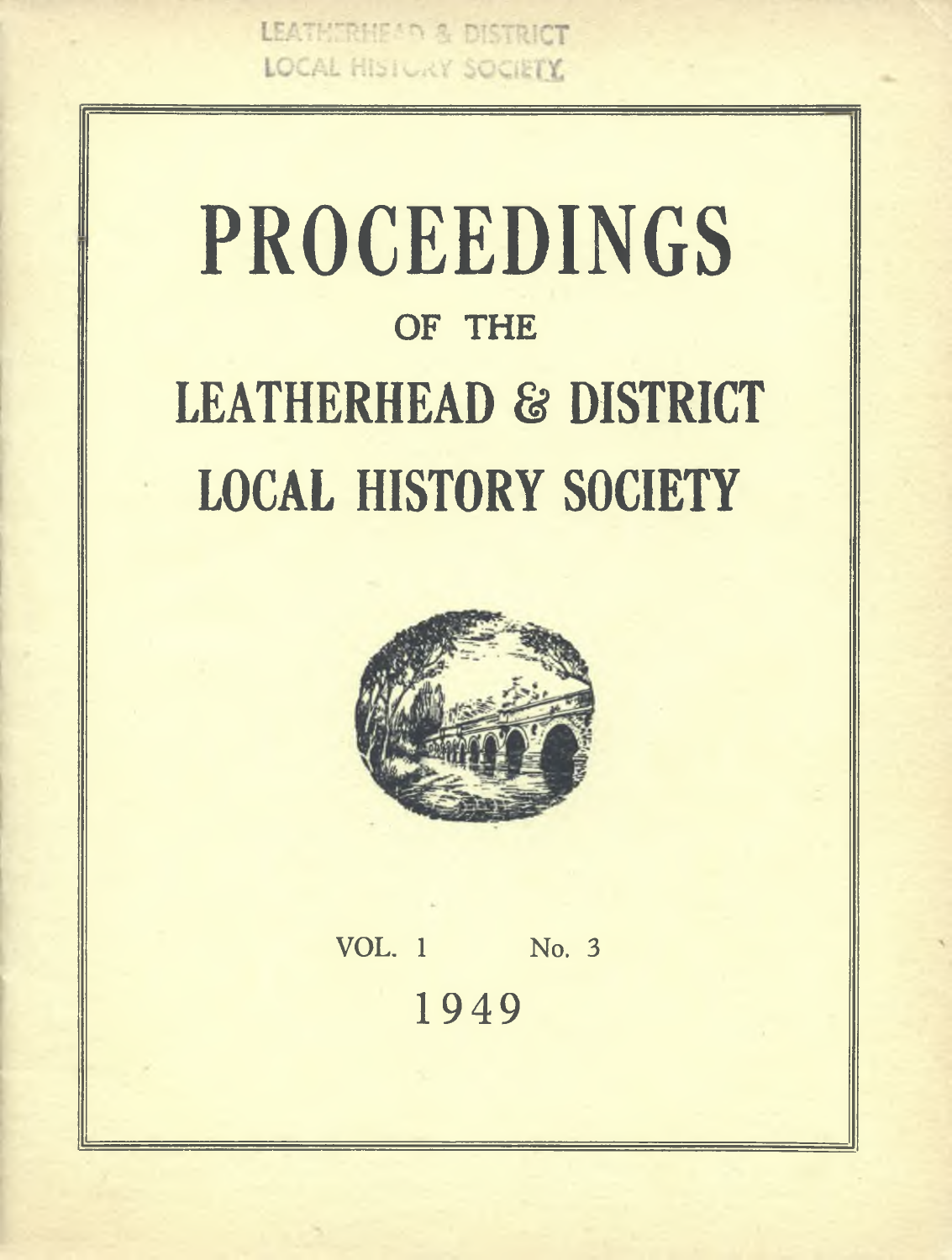LEATHERHEAD & DISTRICT
LOCAL HISTORY SOCIETY

# PROCEEDINGS

## OF THE

# LEATHERHEAD & DISTRICT LOCAL HISTORY SOCIETY

VOL. 1 No. 3

1949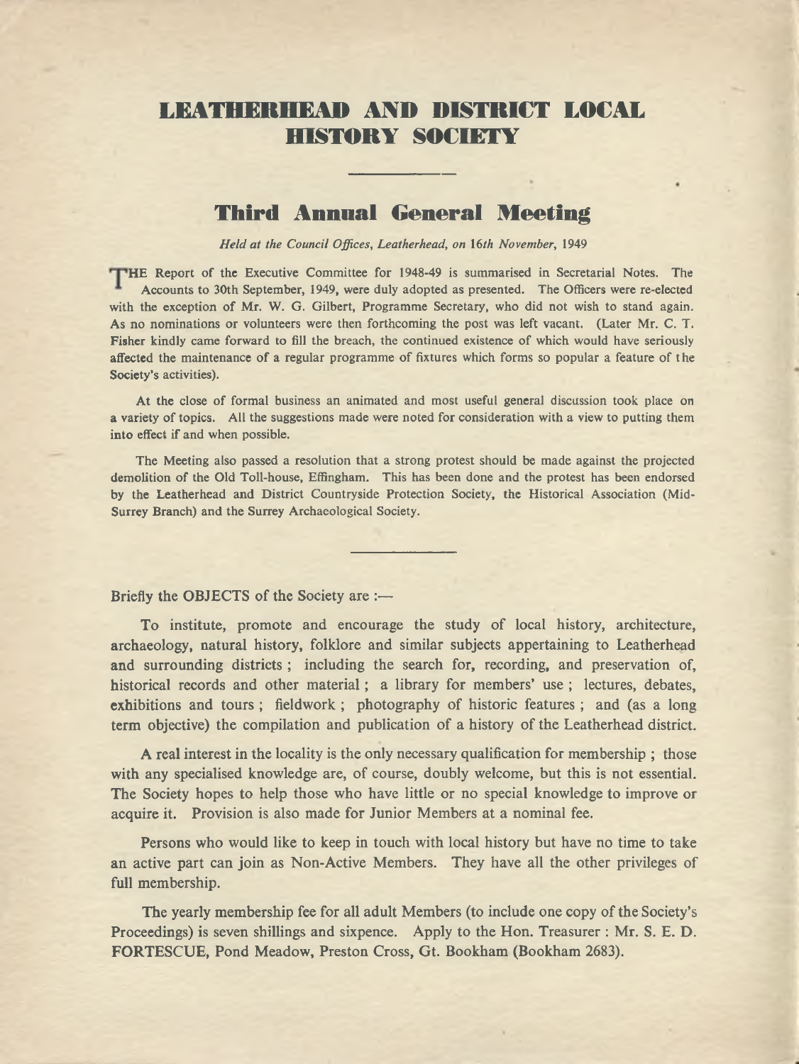# LEATHERHEAD AND DISTRICT LOCAL HISTORY SOCIETY

## Third Annual General Meeting

*Held at the Council Offices, Leatherhead, on 16th November, 1949*

THE Report of the Executive Committee for 1948-49 is summarised in Secretarial Notes. The Accounts to 30th September, 1949, were duly adopted as presented. The Officers were re-elected with the exception of Mr. W. G. Gilbert, Programme Secretary, who did not wish to stand again. As no nominations or volunteers were then forthcoming the post was left vacant. (Later Mr. C. T. Fisher kindly came forward to fill the breach, the continued existence of which would have seriously affected the maintenance of a regular programme of fixtures which forms so popular a feature of the Society's activities).

At the close of formal business an animated and most useful general discussion took place on a variety of topics. All the suggestions made were noted for consideration with a view to putting them into effect if and when possible.

The Meeting also passed a resolution that a strong protest should be made against the projected demolition of the Old Toll-house, Effingham. This has been done and the protest has been endorsed by the Leatherhead and District Countryside Protection Society, the Historical Association (Mid-Surrey Branch) and the Surrey Archaeological Society.

---

Briefly the OBJECTS of the Society are :—

To institute, promote and encourage the study of local history, architecture, archaeology, natural history, folklore and similar subjects appertaining to Leatherhead and surrounding districts ; including the search for, recording, and preservation of, historical records and other material ; a library for members' use ; lectures, debates, exhibitions and tours ; fieldwork ; photography of historic features ; and (as a long term objective) the compilation and publication of a history of the Leatherhead district.

A real interest in the locality is the only necessary qualification for membership ; those with any specialised knowledge are, of course, doubly welcome, but this is not essential. The Society hopes to help those who have little or no special knowledge to improve or acquire it. Provision is also made for Junior Members at a nominal fee.

Persons who would like to keep in touch with local history but have no time to take an active part can join as Non-Active Members. They have all the other privileges of full membership.

The yearly membership fee for all adult Members (to include one copy of the Society's Proceedings) is seven shillings and sixpence. Apply to the Hon. Treasurer : Mr. S. E. D. FORTESCUE, Pond Meadow, Preston Cross, Gt. Bookham (Bookham 2683).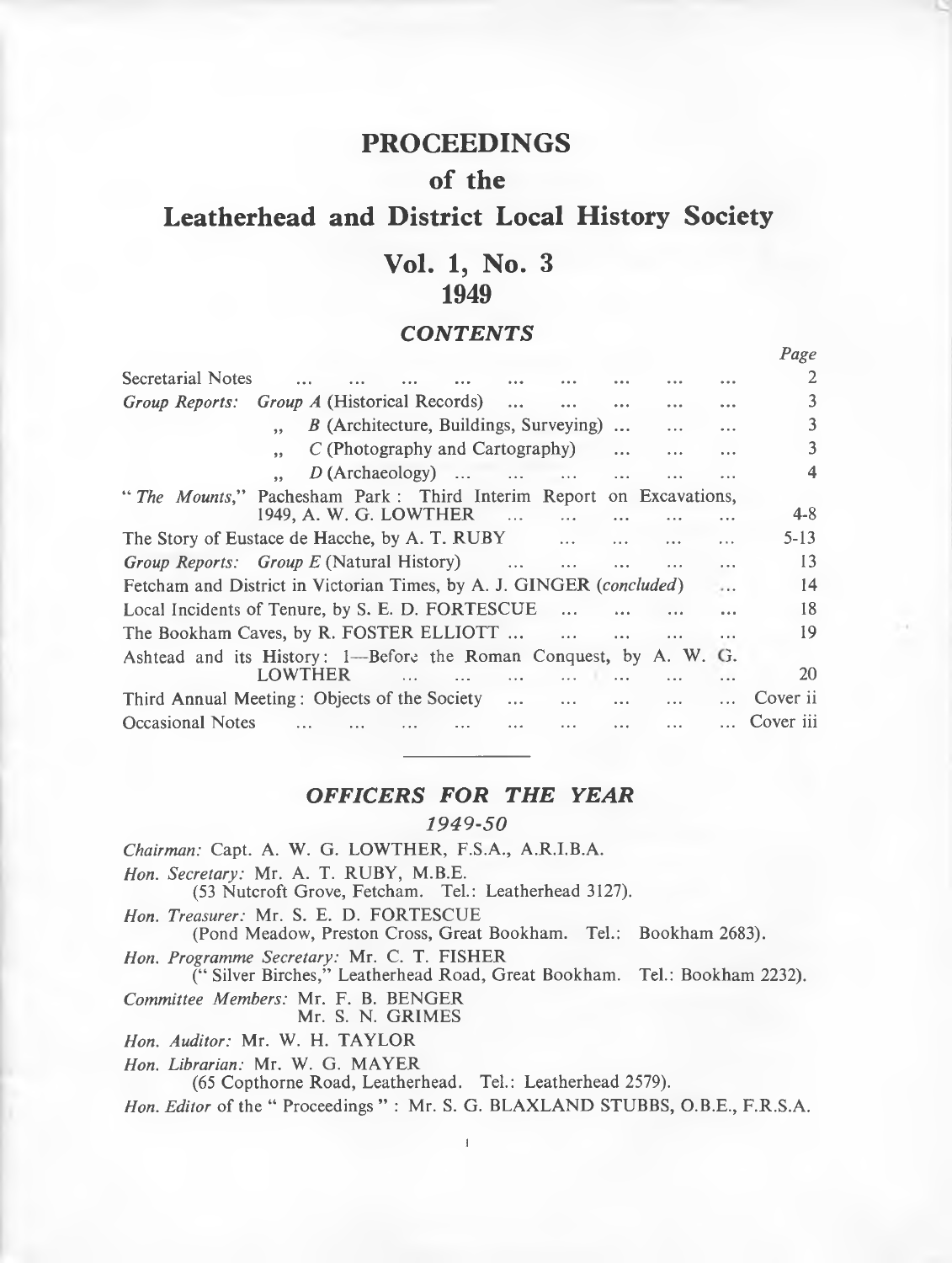# PROCEEDINGS

## of the

# Leatherhead and District Local History Society

## Vol. 1, No. 3

## 1949

### *CONTENTS*

| | *Page* |
|---|---|
| Secretarial Notes | 2 |
| *Group Reports:* *Group A* (Historical Records) | 3 |
| „ *B* (Architecture, Buildings, Surveying) | 3 |
| „ *C* (Photography and Cartography) | 3 |
| „ *D* (Archaeology) | 4 |
| "*The Mounts*," Pachesham Park: Third Interim Report on Excavations, 1949, A. W. G. LOWTHER | 4-8 |
| The Story of Eustace de Hacche, by A. T. RUBY | 5-13 |
| *Group Reports:* *Group E* (Natural History) | 13 |
| Fetcham and District in Victorian Times, by A. J. GINGER (*concluded*) | 14 |
| Local Incidents of Tenure, by S. E. D. FORTESCUE | 18 |
| The Bookham Caves, by R. FOSTER ELLIOTT | 19 |
| Ashtead and its History: 1—Before the Roman Conquest, by A. W. G. LOWTHER | 20 |
| Third Annual Meeting: Objects of the Society | Cover ii |
| Occasional Notes | Cover iii |

---

### *OFFICERS FOR THE YEAR*

#### *1949-50*

*Chairman:* Capt. A. W. G. LOWTHER, F.S.A., A.R.I.B.A.

*Hon. Secretary:* Mr. A. T. RUBY, M.B.E.
(53 Nutcroft Grove, Fetcham. Tel.: Leatherhead 3127).

*Hon. Treasurer:* Mr. S. E. D. FORTESCUE
(Pond Meadow, Preston Cross, Great Bookham. Tel.: Bookham 2683).

*Hon. Programme Secretary:* Mr. C. T. FISHER
(" Silver Birches," Leatherhead Road, Great Bookham. Tel.: Bookham 2232).

*Committee Members:* Mr. F. B. BENGER
Mr. S. N. GRIMES

*Hon. Auditor:* Mr. W. H. TAYLOR

*Hon. Librarian:* Mr. W. G. MAYER
(65 Copthorne Road, Leatherhead. Tel.: Leatherhead 2579).

*Hon. Editor* of the " Proceedings " : Mr. S. G. BLAXLAND STUBBS, O.B.E., F.R.S.A.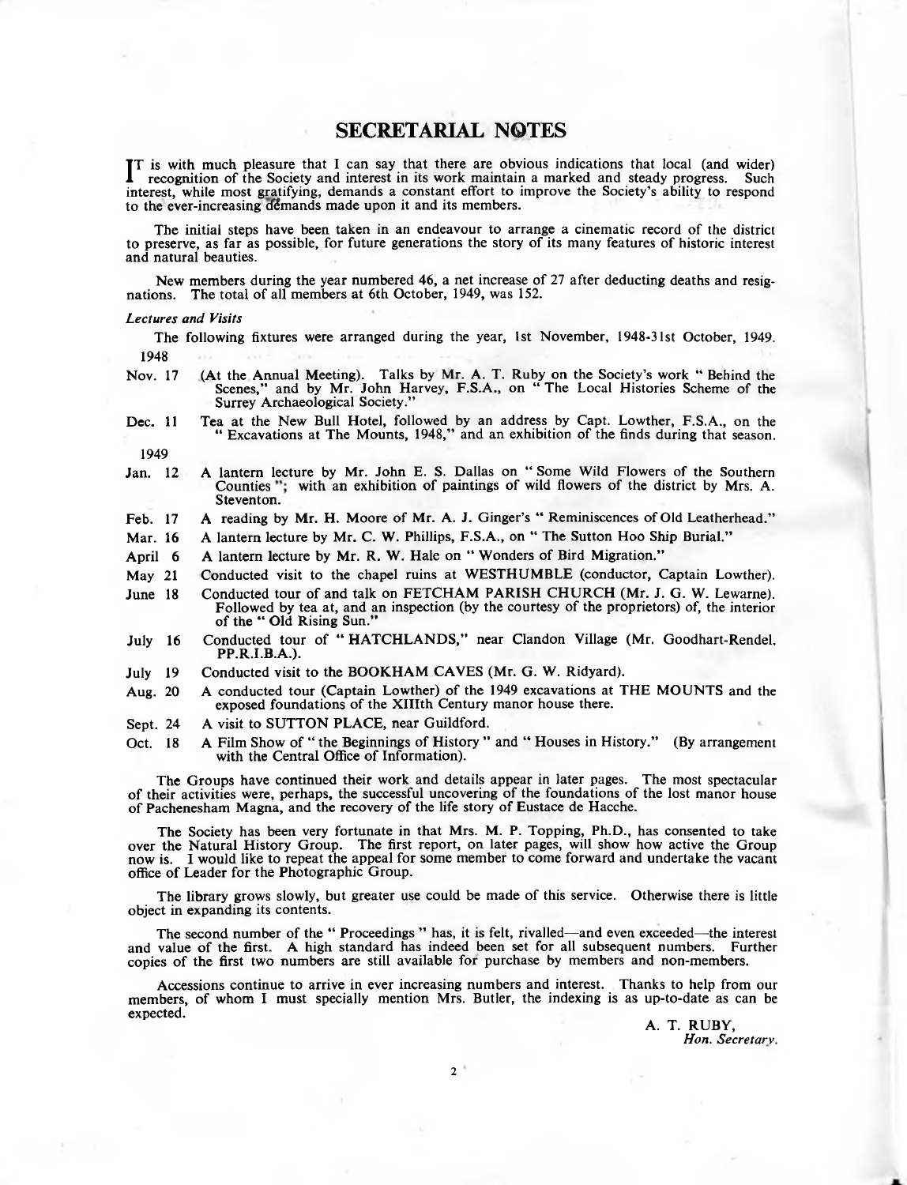# SECRETARIAL NOTES

It is with much pleasure that I can say that there are obvious indications that local (and wider) recognition of the Society and interest in its work maintain a marked and steady progress. Such interest, while most gratifying, demands a constant effort to improve the Society's ability to respond to the ever-increasing demands made upon it and its members.

The initial steps have been taken in an endeavour to arrange a cinematic record of the district to preserve, as far as possible, for future generations the story of its many features of historic interest and natural beauties.

New members during the year numbered 46, a net increase of 27 after deducting deaths and resignations. The total of all members at 6th October, 1949, was 152.

*Lectures and Visits*

The following fixtures were arranged during the year, 1st November, 1948-31st October, 1949.

1948

Nov. 17 (At the Annual Meeting). Talks by Mr. A. T. Ruby on the Society's work "Behind the Scenes," and by Mr. John Harvey, F.S.A., on "The Local Histories Scheme of the Surrey Archaeological Society."

Dec. 11 Tea at the New Bull Hotel, followed by an address by Capt. Lowther, F.S.A., on the "Excavations at The Mounts, 1948," and an exhibition of the finds during that season.

1949

Jan. 12 A lantern lecture by Mr. John E. S. Dallas on "Some Wild Flowers of the Southern Counties"; with an exhibition of paintings of wild flowers of the district by Mrs. A. Steventon.

Feb. 17 A reading by Mr. H. Moore of Mr. A. J. Ginger's "Reminiscences of Old Leatherhead."

Mar. 16 A lantern lecture by Mr. C. W. Phillips, F.S.A., on "The Sutton Hoo Ship Burial."

April 6 A lantern lecture by Mr. R. W. Hale on "Wonders of Bird Migration."

May 21 Conducted visit to the chapel ruins at WESTHUMBLE (conductor, Captain Lowther).

June 18 Conducted tour of and talk on FETCHAM PARISH CHURCH (Mr. J. G. W. Lewarne). Followed by tea at, and an inspection (by the courtesy of the proprietors) of, the interior of the "Old Rising Sun."

July 16 Conducted tour of "HATCHLANDS," near Clandon Village (Mr. Goodhart-Rendel, PP.R.I.B.A.).

July 19 Conducted visit to the BOOKHAM CAVES (Mr. G. W. Ridyard).

Aug. 20 A conducted tour (Captain Lowther) of the 1949 excavations at THE MOUNTS and the exposed foundations of the XIIIth Century manor house there.

Sept. 24 A visit to SUTTON PLACE, near Guildford.

Oct. 18 A Film Show of "the Beginnings of History" and "Houses in History." (By arrangement with the Central Office of Information).

The Groups have continued their work and details appear in later pages. The most spectacular of their activities were, perhaps, the successful uncovering of the foundations of the lost manor house of Pachenesham Magna, and the recovery of the life story of Eustace de Hacche.

The Society has been very fortunate in that Mrs. M. P. Topping, Ph.D., has consented to take over the Natural History Group. The first report, on later pages, will show how active the Group now is. I would like to repeat the appeal for some member to come forward and undertake the vacant office of Leader for the Photographic Group.

The library grows slowly, but greater use could be made of this service. Otherwise there is little object in expanding its contents.

The second number of the "Proceedings" has, it is felt, rivalled—and even exceeded—the interest and value of the first. A high standard has indeed been set for all subsequent numbers. Further copies of the first two numbers are still available for purchase by members and non-members.

Accessions continue to arrive in ever increasing numbers and interest. Thanks to help from our members, of whom I must specially mention Mrs. Butler, the indexing is as up-to-date as can be expected.

A. T. RUBY,
*Hon. Secretary.*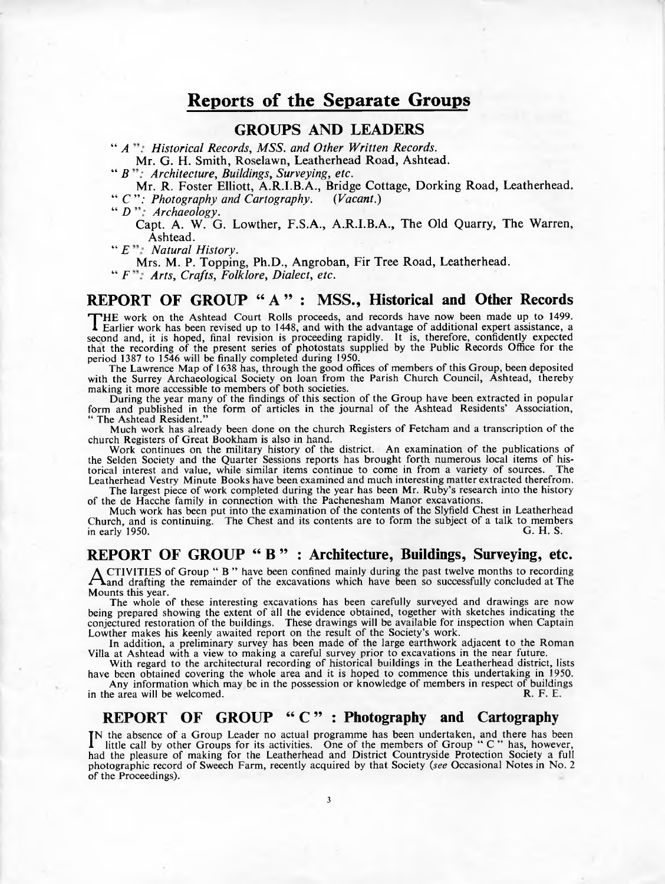# Reports of the Separate Groups

## GROUPS AND LEADERS

"*A*": *Historical Records, MSS. and Other Written Records.*
Mr. G. H. Smith, Roselawn, Leatherhead Road, Ashtead.

"*B*": *Architecture, Buildings, Surveying, etc.*
Mr. R. Foster Elliott, A.R.I.B.A., Bridge Cottage, Dorking Road, Leatherhead.

"*C*": *Photography and Cartography.* (*Vacant.*)

"*D*": *Archaeology.*
Capt. A. W. G. Lowther, F.S.A., A.R.I.B.A., The Old Quarry, The Warren, Ashtead.

"*E*": *Natural History.*
Mrs. M. P. Topping, Ph.D., Angroban, Fir Tree Road, Leatherhead.

"*F*": *Arts, Crafts, Folklore, Dialect, etc.*

## REPORT OF GROUP "A": MSS., Historical and Other Records

THE work on the Ashtead Court Rolls proceeds, and records have now been made up to 1499. Earlier work has been revised up to 1448, and with the advantage of additional expert assistance, a second and, it is hoped, final revision is proceeding rapidly. It is, therefore, confidently expected that the recording of the present series of photostats supplied by the Public Records Office for the period 1387 to 1546 will be finally completed during 1950.

The Lawrence Map of 1638 has, through the good offices of members of this Group, been deposited with the Surrey Archaeological Society on loan from the Parish Church Council, Ashtead, thereby making it more accessible to members of both societies.

During the year many of the findings of this section of the Group have been extracted in popular form and published in the form of articles in the journal of the Ashtead Residents' Association, "The Ashtead Resident."

Much work has already been done on the church Registers of Fetcham and a transcription of the church Registers of Great Bookham is also in hand.

Work continues on the military history of the district. An examination of the publications of the Selden Society and the Quarter Sessions reports has brought forth numerous local items of historical interest and value, while similar items continue to come in from a variety of sources. The Leatherhead Vestry Minute Books have been examined and much interesting matter extracted therefrom.

The largest piece of work completed during the year has been Mr. Ruby's research into the history of the de Hacche family in connection with the Pachenesham Manor excavations.

Much work has been put into the examination of the contents of the Slyfield Chest in Leatherhead Church, and is continuing. The Chest and its contents are to form the subject of a talk to members in early 1950.

G. H. S.

## REPORT OF GROUP "B": Architecture, Buildings, Surveying, etc.

ACTIVITIES of Group "B" have been confined mainly during the past twelve months to recording and drafting the remainder of the excavations which have been so successfully concluded at The Mounts this year.

The whole of these interesting excavations has been carefully surveyed and drawings are now being prepared showing the extent of all the evidence obtained, together with sketches indicating the conjectured restoration of the buildings. These drawings will be available for inspection when Captain Lowther makes his keenly awaited report on the result of the Society's work.

In addition, a preliminary survey has been made of the large earthwork adjacent to the Roman Villa at Ashtead with a view to making a careful survey prior to excavations in the near future.

With regard to the architectural recording of historical buildings in the Leatherhead district, lists have been obtained covering the whole area and it is hoped to commence this undertaking in 1950.

Any information which may be in the possession or knowledge of members in respect of buildings in the area will be welcomed.

R. F. E.

## REPORT OF GROUP "C": Photography and Cartography

IN the absence of a Group Leader no actual programme has been undertaken, and there has been little call by other Groups for its activities. One of the members of Group "C" has, however, had the pleasure of making for the Leatherhead and District Countryside Protection Society a full photographic record of Sweech Farm, recently acquired by that Society (*see* Occasional Notes in No. 2 of the Proceedings).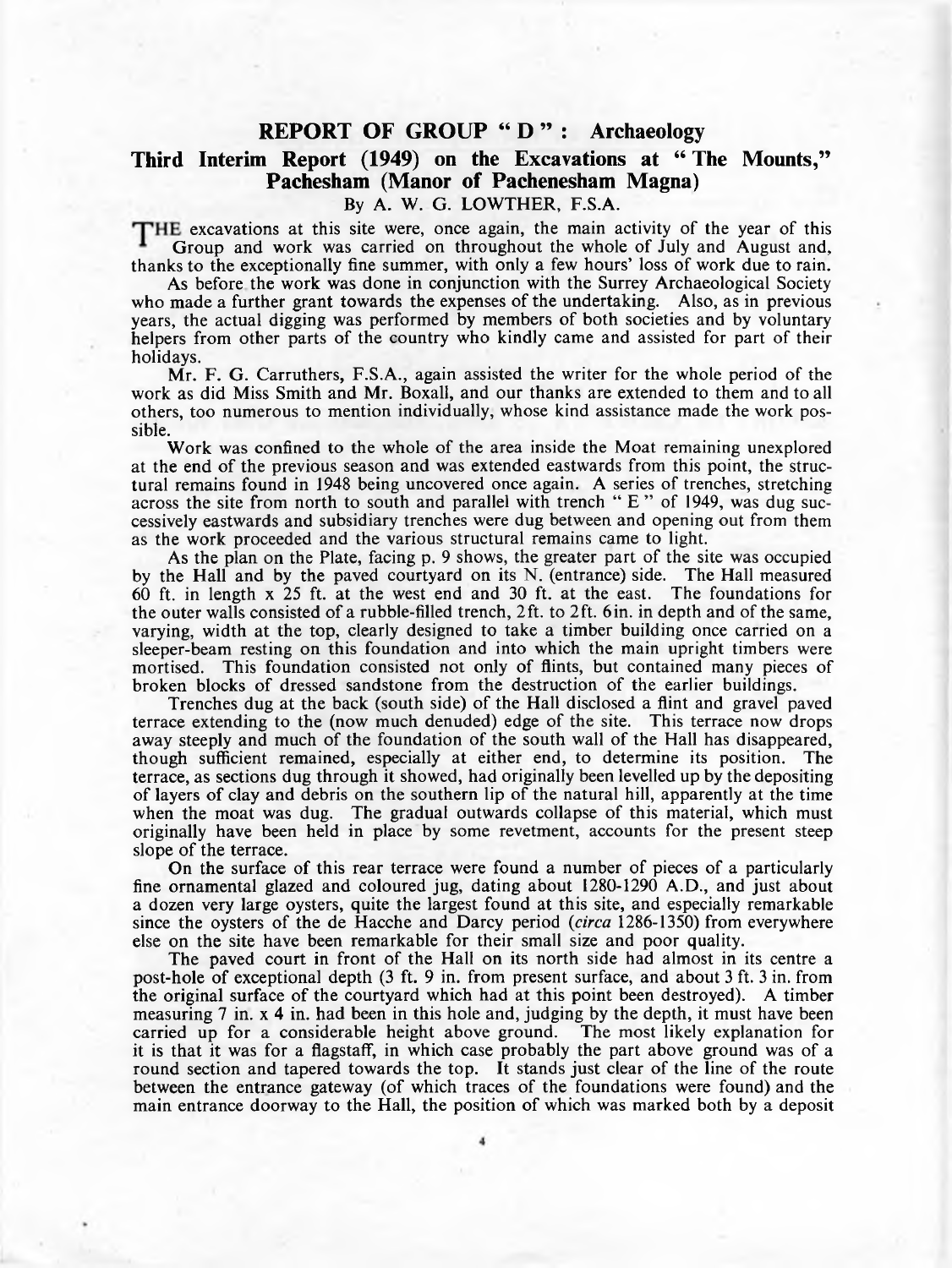## REPORT OF GROUP " D " : Archaeology

### Third Interim Report (1949) on the Excavations at " The Mounts," Pachesham (Manor of Pachenesham Magna)

By A. W. G. LOWTHER, F.S.A.

THE excavations at this site were, once again, the main activity of the year of this Group and work was carried on throughout the whole of July and August and, thanks to the exceptionally fine summer, with only a few hours' loss of work due to rain.

As before the work was done in conjunction with the Surrey Archaeological Society who made a further grant towards the expenses of the undertaking. Also, as in previous years, the actual digging was performed by members of both societies and by voluntary helpers from other parts of the country who kindly came and assisted for part of their holidays.

Mr. F. G. Carruthers, F.S.A., again assisted the writer for the whole period of the work as did Miss Smith and Mr. Boxall, and our thanks are extended to them and to all others, too numerous to mention individually, whose kind assistance made the work possible.

Work was confined to the whole of the area inside the Moat remaining unexplored at the end of the previous season and was extended eastwards from this point, the structural remains found in 1948 being uncovered once again. A series of trenches, stretching across the site from north to south and parallel with trench " E " of 1949, was dug successively eastwards and subsidiary trenches were dug between and opening out from them as the work proceeded and the various structural remains came to light.

As the plan on the Plate, facing p. 9 shows, the greater part of the site was occupied by the Hall and by the paved courtyard on its N. (entrance) side. The Hall measured 60 ft. in length x 25 ft. at the west end and 30 ft. at the east. The foundations for the outer walls consisted of a rubble-filled trench, 2 ft. to 2 ft. 6 in. in depth and of the same, varying, width at the top, clearly designed to take a timber building once carried on a sleeper-beam resting on this foundation and into which the main upright timbers were mortised. This foundation consisted not only of flints, but contained many pieces of broken blocks of dressed sandstone from the destruction of the earlier buildings.

Trenches dug at the back (south side) of the Hall disclosed a flint and gravel paved terrace extending to the (now much denuded) edge of the site. This terrace now drops away steeply and much of the foundation of the south wall of the Hall has disappeared, though sufficient remained, especially at either end, to determine its position. The terrace, as sections dug through it showed, had originally been levelled up by the depositing of layers of clay and debris on the southern lip of the natural hill, apparently at the time when the moat was dug. The gradual outwards collapse of this material, which must originally have been held in place by some revetment, accounts for the present steep slope of the terrace.

On the surface of this rear terrace were found a number of pieces of a particularly fine ornamental glazed and coloured jug, dating about 1280-1290 A.D., and just about a dozen very large oysters, quite the largest found at this site, and especially remarkable since the oysters of the de Hacche and Darcy period (*circa* 1286-1350) from everywhere else on the site have been remarkable for their small size and poor quality.

The paved court in front of the Hall on its north side had almost in its centre a post-hole of exceptional depth (3 ft. 9 in. from present surface, and about 3 ft. 3 in. from the original surface of the courtyard which had at this point been destroyed). A timber measuring 7 in. x 4 in. had been in this hole and, judging by the depth, it must have been carried up for a considerable height above ground. The most likely explanation for it is that it was for a flagstaff, in which case probably the part above ground was of a round section and tapered towards the top. It stands just clear of the line of the route between the entrance gateway (of which traces of the foundations were found) and the main entrance doorway to the Hall, the position of which was marked both by a deposit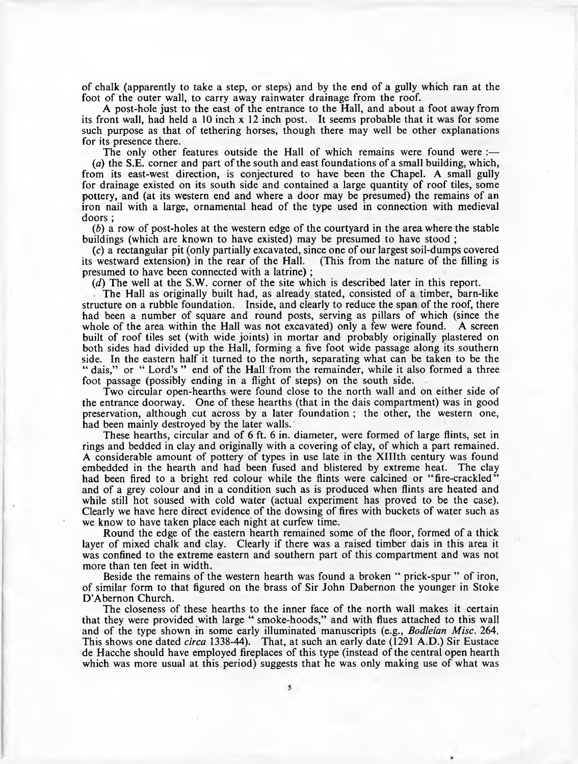of chalk (apparently to take a step, or steps) and by the end of a gully which ran at the foot of the outer wall, to carry away rainwater drainage from the roof.

A post-hole just to the east of the entrance to the Hall, and about a foot away from its front wall, had held a 10 inch x 12 inch post. It seems probable that it was for some such purpose as that of tethering horses, though there may well be other explanations for its presence there.

The only other features outside the Hall of which remains were found were :—

(*a*) the S.E. corner and part of the south and east foundations of a small building, which, from its east-west direction, is conjectured to have been the Chapel. A small gully for drainage existed on its south side and contained a large quantity of roof tiles, some pottery, and (at its western end and where a door may be presumed) the remains of an iron nail with a large, ornamental head of the type used in connection with medieval doors ;

(*b*) a row of post-holes at the western edge of the courtyard in the area where the stable buildings (which are known to have existed) may be presumed to have stood ;

(*c*) a rectangular pit (only partially excavated, since one of our largest soil-dumps covered its westward extension) in the rear of the Hall. (This from the nature of the filling is presumed to have been connected with a latrine) ;

(*d*) The well at the S.W. corner of the site which is described later in this report.

The Hall as originally built had, as already stated, consisted of a timber, barn-like structure on a rubble foundation. Inside, and clearly to reduce the span of the roof, there had been a number of square and round posts, serving as pillars of which (since the whole of the area within the Hall was not excavated) only a few were found. A screen built of roof tiles set (with wide joints) in mortar and probably originally plastered on both sides had divided up the Hall, forming a five foot wide passage along its southern side. In the eastern half it turned to the north, separating what can be taken to be the " dais," or " Lord's " end of the Hall from the remainder, while it also formed a three foot passage (possibly ending in a flight of steps) on the south side.

Two circular open-hearths were found close to the north wall and on either side of the entrance doorway. One of these hearths (that in the dais compartment) was in good preservation, although cut across by a later foundation ; the other, the western one, had been mainly destroyed by the later walls.

These hearths, circular and of 6 ft. 6 in. diameter, were formed of large flints, set in rings and bedded in clay and originally with a covering of clay, of which a part remained. A considerable amount of pottery of types in use late in the XIIIth century was found embedded in the hearth and had been fused and blistered by extreme heat. The clay had been fired to a bright red colour while the flints were calcined or "fire-crackled" and of a grey colour and in a condition such as is produced when flints are heated and while still hot soused with cold water (actual experiment has proved to be the case). Clearly we have here direct evidence of the dowsing of fires with buckets of water such as we know to have taken place each night at curfew time.

Round the edge of the eastern hearth remained some of the floor, formed of a thick layer of mixed chalk and clay. Clearly if there was a raised timber dais in this area it was confined to the extreme eastern and southern part of this compartment and was not more than ten feet in width.

Beside the remains of the western hearth was found a broken " prick-spur " of iron, of similar form to that figured on the brass of Sir John Dabernon the younger in Stoke D'Abernon Church.

The closeness of these hearths to the inner face of the north wall makes it certain that they were provided with large " smoke-hoods," and with flues attached to this wall and of the type shown in some early illuminated manuscripts (e.g., *Bodleian Misc.* 264. This shows one dated *circa* 1338-44). That, at such an early date (1291 A.D.) Sir Eustace de Hacche should have employed fireplaces of this type (instead of the central open hearth which was more usual at this period) suggests that he was only making use of what was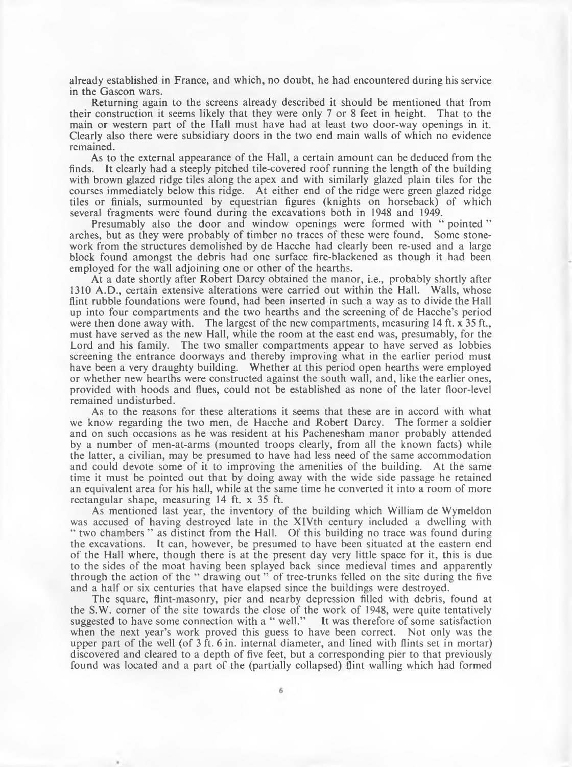already established in France, and which, no doubt, he had encountered during his service in the Gascon wars.

Returning again to the screens already described it should be mentioned that from their construction it seems likely that they were only 7 or 8 feet in height. That to the main or western part of the Hall must have had at least two door-way openings in it. Clearly also there were subsidiary doors in the two end main walls of which no evidence remained.

As to the external appearance of the Hall, a certain amount can be deduced from the finds. It clearly had a steeply pitched tile-covered roof running the length of the building with brown glazed ridge tiles along the apex and with similarly glazed plain tiles for the courses immediately below this ridge. At either end of the ridge were green glazed ridge tiles or finials, surmounted by equestrian figures (knights on horseback) of which several fragments were found during the excavations both in 1948 and 1949.

Presumably also the door and window openings were formed with "pointed" arches, but as they were probably of timber no traces of these were found. Some stonework from the structures demolished by de Hacche had clearly been re-used and a large block found amongst the debris had one surface fire-blackened as though it had been employed for the wall adjoining one or other of the hearths.

At a date shortly after Robert Darcy obtained the manor, i.e., probably shortly after 1310 A.D., certain extensive alterations were carried out within the Hall. Walls, whose flint rubble foundations were found, had been inserted in such a way as to divide the Hall up into four compartments and the two hearths and the screening of de Hacche's period were then done away with. The largest of the new compartments, measuring 14 ft. x 35 ft., must have served as the new Hall, while the room at the east end was, presumably, for the Lord and his family. The two smaller compartments appear to have served as lobbies screening the entrance doorways and thereby improving what in the earlier period must have been a very draughty building. Whether at this period open hearths were employed or whether new hearths were constructed against the south wall, and, like the earlier ones, provided with hoods and flues, could not be established as none of the later floor-level remained undisturbed.

As to the reasons for these alterations it seems that these are in accord with what we know regarding the two men, de Hacche and Robert Darcy. The former a soldier and on such occasions as he was resident at his Pachenesham manor probably attended by a number of men-at-arms (mounted troops clearly, from all the known facts) while the latter, a civilian, may be presumed to have had less need of the same accommodation and could devote some of it to improving the amenities of the building. At the same time it must be pointed out that by doing away with the wide side passage he retained an equivalent area for his hall, while at the same time he converted it into a room of more rectangular shape, measuring 14 ft. x 35 ft.

As mentioned last year, the inventory of the building which William de Wymeldon was accused of having destroyed late in the XIVth century included a dwelling with "two chambers" as distinct from the Hall. Of this building no trace was found during the excavations. It can, however, be presumed to have been situated at the eastern end of the Hall where, though there is at the present day very little space for it, this is due to the sides of the moat having been splayed back since medieval times and apparently through the action of the "drawing out" of tree-trunks felled on the site during the five and a half or six centuries that have elapsed since the buildings were destroyed.

The square, flint-masonry, pier and nearby depression filled with debris, found at the S.W. corner of the site towards the close of the work of 1948, were quite tentatively suggested to have some connection with a "well." It was therefore of some satisfaction when the next year's work proved this guess to have been correct. Not only was the upper part of the well (of 3 ft. 6 in. internal diameter, and lined with flints set in mortar) discovered and cleared to a depth of five feet, but a corresponding pier to that previously found was located and a part of the (partially collapsed) flint walling which had formed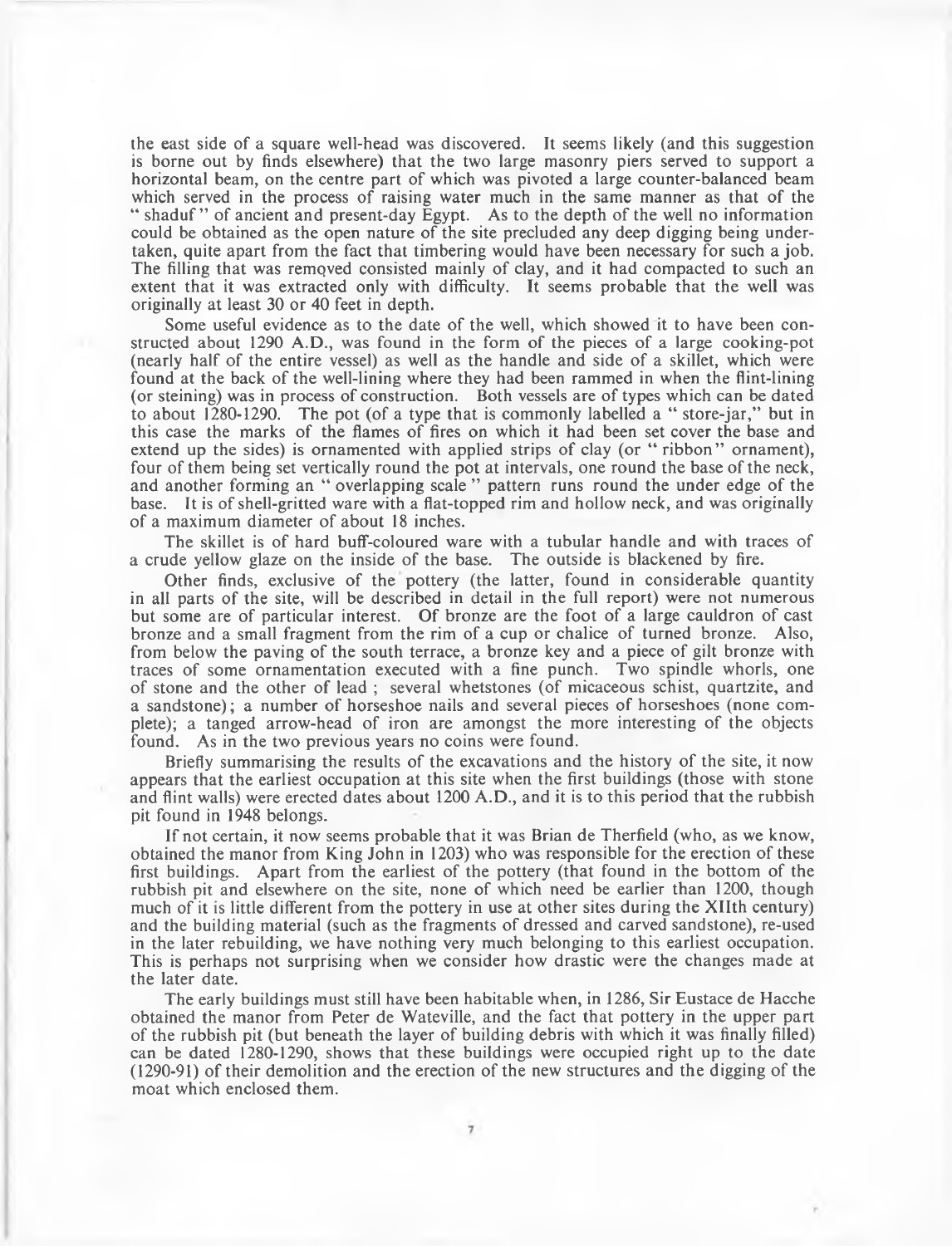the east side of a square well-head was discovered. It seems likely (and this suggestion is borne out by finds elsewhere) that the two large masonry piers served to support a horizontal beam, on the centre part of which was pivoted a large counter-balanced beam which served in the process of raising water much in the same manner as that of the "shaduf" of ancient and present-day Egypt. As to the depth of the well no information could be obtained as the open nature of the site precluded any deep digging being undertaken, quite apart from the fact that timbering would have been necessary for such a job. The filling that was removed consisted mainly of clay, and it had compacted to such an extent that it was extracted only with difficulty. It seems probable that the well was originally at least 30 or 40 feet in depth.

Some useful evidence as to the date of the well, which showed it to have been constructed about 1290 A.D., was found in the form of the pieces of a large cooking-pot (nearly half of the entire vessel) as well as the handle and side of a skillet, which were found at the back of the well-lining where they had been rammed in when the flint-lining (or steining) was in process of construction. Both vessels are of types which can be dated to about 1280-1290. The pot (of a type that is commonly labelled a "store-jar," but in this case the marks of the flames of fires on which it had been set cover the base and extend up the sides) is ornamented with applied strips of clay (or "ribbon" ornament), four of them being set vertically round the pot at intervals, one round the base of the neck, and another forming an "overlapping scale" pattern runs round the under edge of the base. It is of shell-gritted ware with a flat-topped rim and hollow neck, and was originally of a maximum diameter of about 18 inches.

The skillet is of hard buff-coloured ware with a tubular handle and with traces of a crude yellow glaze on the inside of the base. The outside is blackened by fire.

Other finds, exclusive of the pottery (the latter, found in considerable quantity in all parts of the site, will be described in detail in the full report) were not numerous but some are of particular interest. Of bronze are the foot of a large cauldron of cast bronze and a small fragment from the rim of a cup or chalice of turned bronze. Also, from below the paving of the south terrace, a bronze key and a piece of gilt bronze with traces of some ornamentation executed with a fine punch. Two spindle whorls, one of stone and the other of lead; several whetstones (of micaceous schist, quartzite, and a sandstone); a number of horseshoe nails and several pieces of horseshoes (none complete); a tanged arrow-head of iron are amongst the more interesting of the objects found. As in the two previous years no coins were found.

Briefly summarising the results of the excavations and the history of the site, it now appears that the earliest occupation at this site when the first buildings (those with stone and flint walls) were erected dates about 1200 A.D., and it is to this period that the rubbish pit found in 1948 belongs.

If not certain, it now seems probable that it was Brian de Therfield (who, as we know, obtained the manor from King John in 1203) who was responsible for the erection of these first buildings. Apart from the earliest of the pottery (that found in the bottom of the rubbish pit and elsewhere on the site, none of which need be earlier than 1200, though much of it is little different from the pottery in use at other sites during the XIIth century) and the building material (such as the fragments of dressed and carved sandstone), re-used in the later rebuilding, we have nothing very much belonging to this earliest occupation. This is perhaps not surprising when we consider how drastic were the changes made at the later date.

The early buildings must still have been habitable when, in 1286, Sir Eustace de Hacche obtained the manor from Peter de Wateville, and the fact that pottery in the upper part of the rubbish pit (but beneath the layer of building debris with which it was finally filled) can be dated 1280-1290, shows that these buildings were occupied right up to the date (1290-91) of their demolition and the erection of the new structures and the digging of the moat which enclosed them.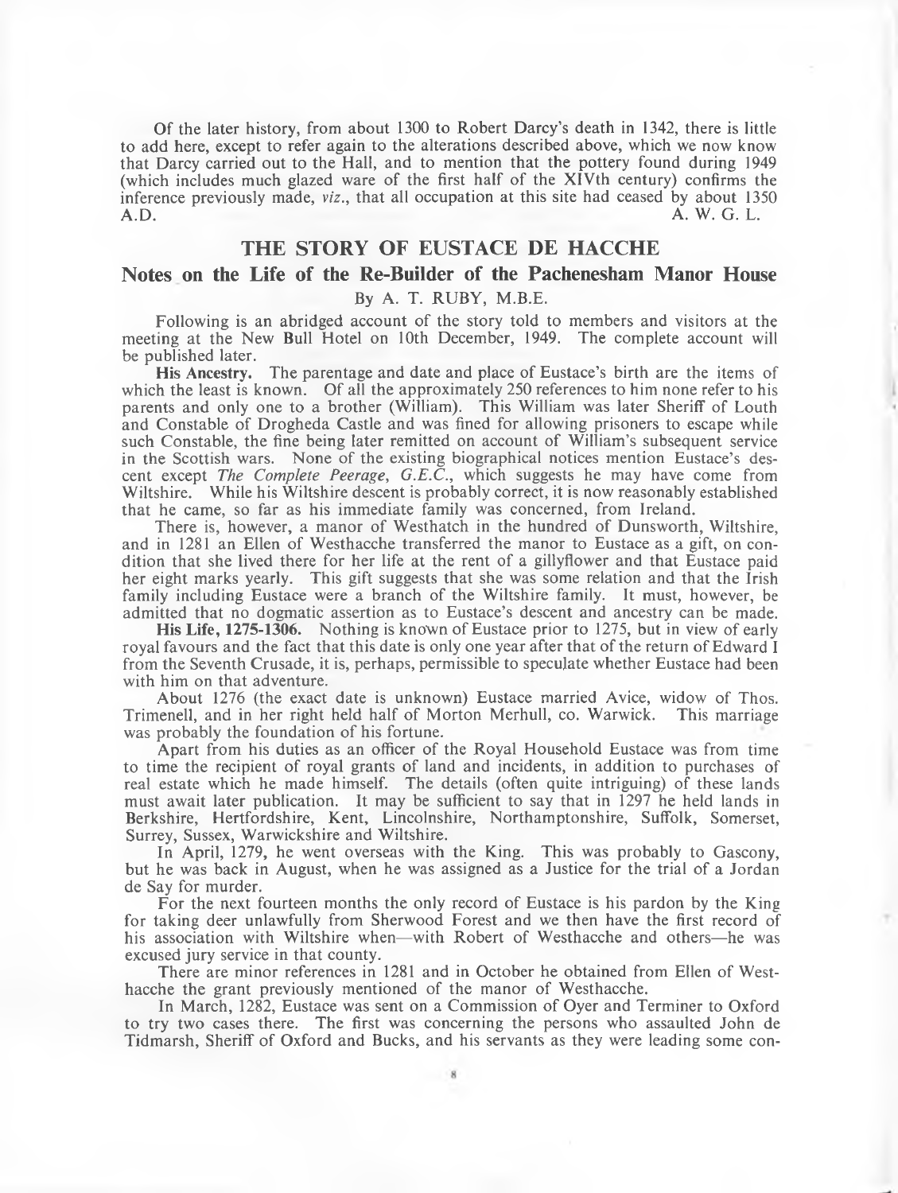Of the later history, from about 1300 to Robert Darcy's death in 1342, there is little to add here, except to refer again to the alterations described above, which we now know that Darcy carried out to the Hall, and to mention that the pottery found during 1949 (which includes much glazed ware of the first half of the XIVth century) confirms the inference previously made, *viz*., that all occupation at this site had ceased by about 1350 A.D.

A. W. G. L.

## THE STORY OF EUSTACE DE HACCHE

### Notes on the Life of the Re-Builder of the Pachenesham Manor House

By A. T. RUBY, M.B.E.

Following is an abridged account of the story told to members and visitors at the meeting at the New Bull Hotel on 10th December, 1949. The complete account will be published later.

**His Ancestry.** The parentage and date and place of Eustace's birth are the items of which the least is known. Of all the approximately 250 references to him none refer to his parents and only one to a brother (William). This William was later Sheriff of Louth and Constable of Drogheda Castle and was fined for allowing prisoners to escape while such Constable, the fine being later remitted on account of William's subsequent service in the Scottish wars. None of the existing biographical notices mention Eustace's descent except *The Complete Peerage, G.E.C.*, which suggests he may have come from Wiltshire. While his Wiltshire descent is probably correct, it is now reasonably established that he came, so far as his immediate family was concerned, from Ireland.

There is, however, a manor of Westhatch in the hundred of Dunsworth, Wiltshire, and in 1281 an Ellen of Westhacche transferred the manor to Eustace as a gift, on condition that she lived there for her life at the rent of a gillyflower and that Eustace paid her eight marks yearly. This gift suggests that she was some relation and that the Irish family including Eustace were a branch of the Wiltshire family. It must, however, be admitted that no dogmatic assertion as to Eustace's descent and ancestry can be made.

**His Life, 1275-1306.** Nothing is known of Eustace prior to 1275, but in view of early royal favours and the fact that this date is only one year after that of the return of Edward I from the Seventh Crusade, it is, perhaps, permissible to speculate whether Eustace had been with him on that adventure.

About 1276 (the exact date is unknown) Eustace married Avice, widow of Thos. Trimenell, and in her right held half of Morton Merhull, co. Warwick. This marriage was probably the foundation of his fortune.

Apart from his duties as an officer of the Royal Household Eustace was from time to time the recipient of royal grants of land and incidents, in addition to purchases of real estate which he made himself. The details (often quite intriguing) of these lands must await later publication. It may be sufficient to say that in 1297 he held lands in Berkshire, Hertfordshire, Kent, Lincolnshire, Northamptonshire, Suffolk, Somerset, Surrey, Sussex, Warwickshire and Wiltshire.

In April, 1279, he went overseas with the King. This was probably to Gascony, but he was back in August, when he was assigned as a Justice for the trial of a Jordan de Say for murder.

For the next fourteen months the only record of Eustace is his pardon by the King for taking deer unlawfully from Sherwood Forest and we then have the first record of his association with Wiltshire when—with Robert of Westhacche and others—he was excused jury service in that county.

There are minor references in 1281 and in October he obtained from Ellen of Westhacche the grant previously mentioned of the manor of Westhacche.

In March, 1282, Eustace was sent on a Commission of Oyer and Terminer to Oxford to try two cases there. The first was concerning the persons who assaulted John de Tidmarsh, Sheriff of Oxford and Bucks, and his servants as they were leading some con-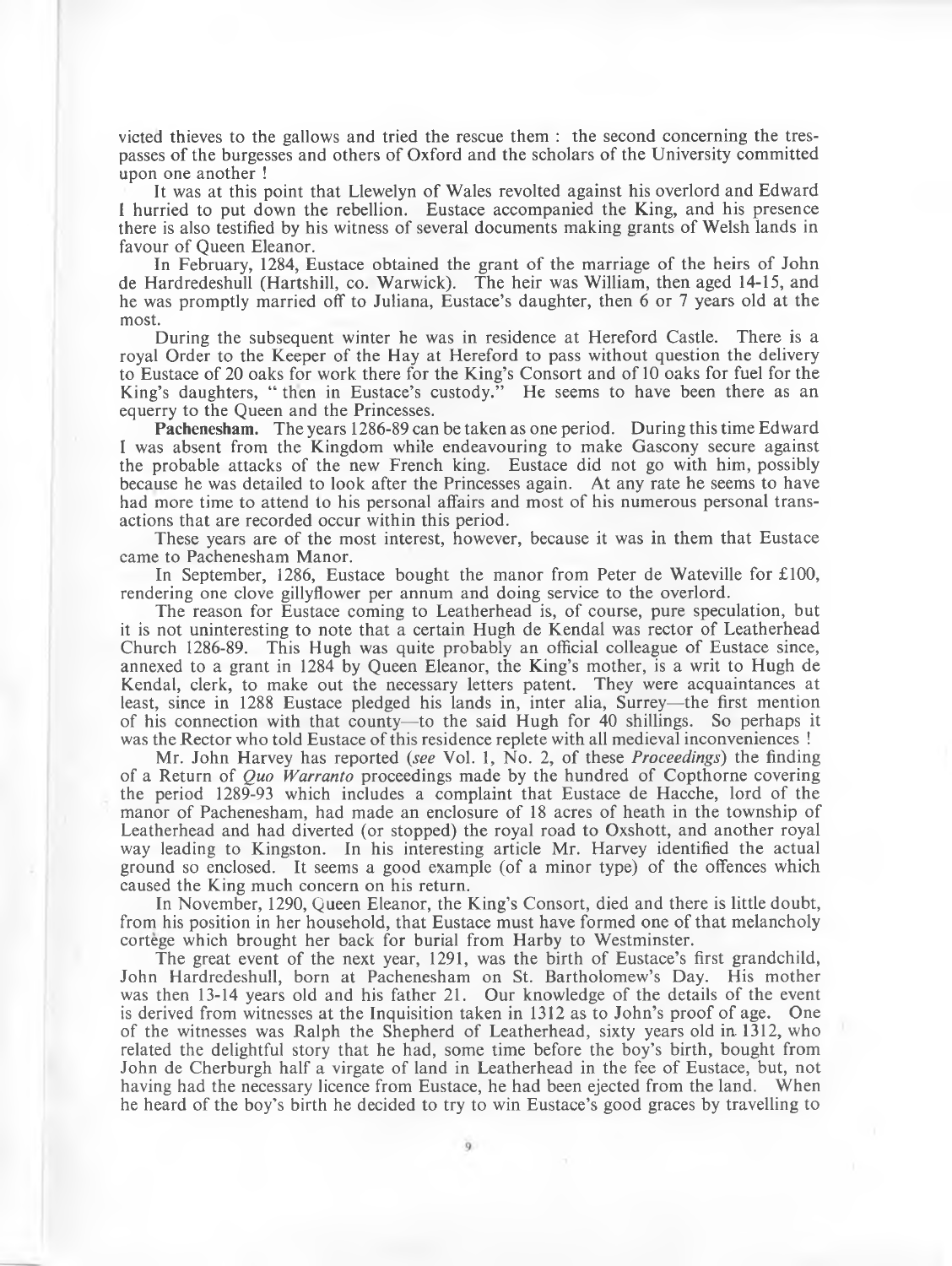victed thieves to the gallows and tried the rescue them : the second concerning the trespasses of the burgesses and others of Oxford and the scholars of the University committed upon one another !

It was at this point that Llewelyn of Wales revolted against his overlord and Edward I hurried to put down the rebellion. Eustace accompanied the King, and his presence there is also testified by his witness of several documents making grants of Welsh lands in favour of Queen Eleanor.

In February, 1284, Eustace obtained the grant of the marriage of the heirs of John de Hardredeshull (Hartshill, co. Warwick). The heir was William, then aged 14-15, and he was promptly married off to Juliana, Eustace's daughter, then 6 or 7 years old at the most.

During the subsequent winter he was in residence at Hereford Castle. There is a royal Order to the Keeper of the Hay at Hereford to pass without question the delivery to Eustace of 20 oaks for work there for the King's Consort and of 10 oaks for fuel for the King's daughters, " then in Eustace's custody." He seems to have been there as an equerry to the Queen and the Princesses.

**Pachenesham.** The years 1286-89 can be taken as one period. During this time Edward I was absent from the Kingdom while endeavouring to make Gascony secure against the probable attacks of the new French king. Eustace did not go with him, possibly because he was detailed to look after the Princesses again. At any rate he seems to have had more time to attend to his personal affairs and most of his numerous personal transactions that are recorded occur within this period.

These years are of the most interest, however, because it was in them that Eustace came to Pachenesham Manor.

In September, 1286, Eustace bought the manor from Peter de Wateville for £100, rendering one clove gillyflower per annum and doing service to the overlord.

The reason for Eustace coming to Leatherhead is, of course, pure speculation, but it is not uninteresting to note that a certain Hugh de Kendal was rector of Leatherhead Church 1286-89. This Hugh was quite probably an official colleague of Eustace since, annexed to a grant in 1284 by Queen Eleanor, the King's mother, is a writ to Hugh de Kendal, clerk, to make out the necessary letters patent. They were acquaintances at least, since in 1288 Eustace pledged his lands in, inter alia, Surrey—the first mention of his connection with that county—to the said Hugh for 40 shillings. So perhaps it was the Rector who told Eustace of this residence replete with all medieval inconveniences !

Mr. John Harvey has reported (*see* Vol. 1, No. 2, of these *Proceedings*) the finding of a Return of *Quo Warranto* proceedings made by the hundred of Copthorne covering the period 1289-93 which includes a complaint that Eustace de Hacche, lord of the manor of Pachenesham, had made an enclosure of 18 acres of heath in the township of Leatherhead and had diverted (or stopped) the royal road to Oxshott, and another royal way leading to Kingston. In his interesting article Mr. Harvey identified the actual ground so enclosed. It seems a good example (of a minor type) of the offences which caused the King much concern on his return.

In November, 1290, Queen Eleanor, the King's Consort, died and there is little doubt, from his position in her household, that Eustace must have formed one of that melancholy cortège which brought her back for burial from Harby to Westminster.

The great event of the next year, 1291, was the birth of Eustace's first grandchild, John Hardredeshull, born at Pachenesham on St. Bartholomew's Day. His mother was then 13-14 years old and his father 21. Our knowledge of the details of the event is derived from witnesses at the Inquisition taken in 1312 as to John's proof of age. One of the witnesses was Ralph the Shepherd of Leatherhead, sixty years old in 1312, who related the delightful story that he had, some time before the boy's birth, bought from John de Cherburgh half a virgate of land in Leatherhead in the fee of Eustace, but, not having had the necessary licence from Eustace, he had been ejected from the land. When he heard of the boy's birth he decided to try to win Eustace's good graces by travelling to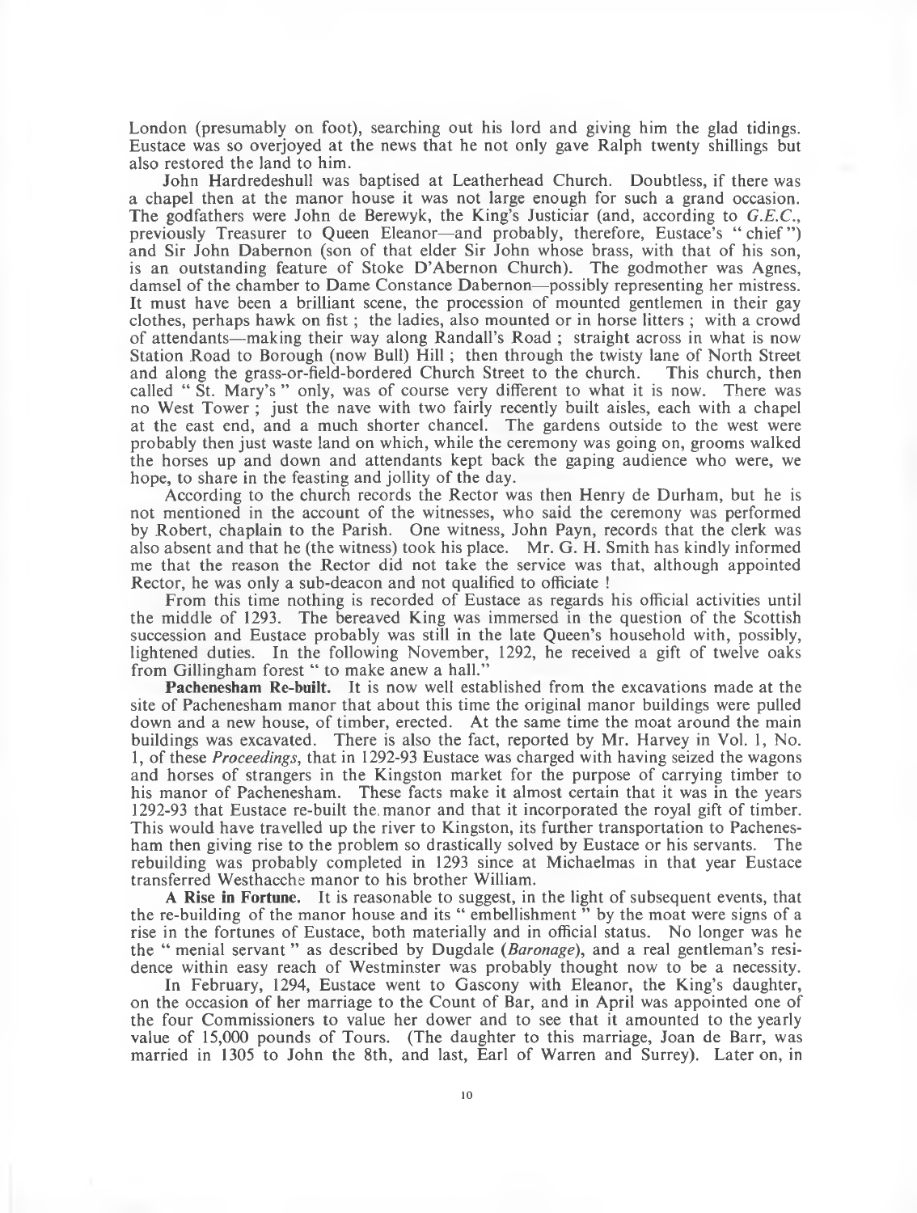London (presumably on foot), searching out his lord and giving him the glad tidings. Eustace was so overjoyed at the news that he not only gave Ralph twenty shillings but also restored the land to him.

John Hardredeshull was baptised at Leatherhead Church. Doubtless, if there was a chapel then at the manor house it was not large enough for such a grand occasion. The godfathers were John de Berewyk, the King's Justiciar (and, according to *G.E.C.*, previously Treasurer to Queen Eleanor—and probably, therefore, Eustace's " chief ") and Sir John Dabernon (son of that elder Sir John whose brass, with that of his son, is an outstanding feature of Stoke D'Abernon Church). The godmother was Agnes, damsel of the chamber to Dame Constance Dabernon—possibly representing her mistress. It must have been a brilliant scene, the procession of mounted gentlemen in their gay clothes, perhaps hawk on fist ; the ladies, also mounted or in horse litters ; with a crowd of attendants—making their way along Randall's Road ; straight across in what is now Station Road to Borough (now Bull) Hill ; then through the twisty lane of North Street and along the grass-or-field-bordered Church Street to the church. This church, then called " St. Mary's " only, was of course very different to what it is now. There was no West Tower ; just the nave with two fairly recently built aisles, each with a chapel at the east end, and a much shorter chancel. The gardens outside to the west were probably then just waste land on which, while the ceremony was going on, grooms walked the horses up and down and attendants kept back the gaping audience who were, we hope, to share in the feasting and jollity of the day.

According to the church records the Rector was then Henry de Durham, but he is not mentioned in the account of the witnesses, who said the ceremony was performed by Robert, chaplain to the Parish. One witness, John Payn, records that the clerk was also absent and that he (the witness) took his place. Mr. G. H. Smith has kindly informed me that the reason the Rector did not take the service was that, although appointed Rector, he was only a sub-deacon and not qualified to officiate !

From this time nothing is recorded of Eustace as regards his official activities until the middle of 1293. The bereaved King was immersed in the question of the Scottish succession and Eustace probably was still in the late Queen's household with, possibly, lightened duties. In the following November, 1292, he received a gift of twelve oaks from Gillingham forest " to make anew a hall."

**Pachenesham Re-built.** It is now well established from the excavations made at the site of Pachenesham manor that about this time the original manor buildings were pulled down and a new house, of timber, erected. At the same time the moat around the main buildings was excavated. There is also the fact, reported by Mr. Harvey in Vol. 1, No. 1, of these *Proceedings*, that in 1292-93 Eustace was charged with having seized the wagons and horses of strangers in the Kingston market for the purpose of carrying timber to his manor of Pachenesham. These facts make it almost certain that it was in the years 1292-93 that Eustace re-built the manor and that it incorporated the royal gift of timber. This would have travelled up the river to Kingston, its further transportation to Pachenesham then giving rise to the problem so drastically solved by Eustace or his servants. The rebuilding was probably completed in 1293 since at Michaelmas in that year Eustace transferred Westhacche manor to his brother William.

**A Rise in Fortune.** It is reasonable to suggest, in the light of subsequent events, that the re-building of the manor house and its " embellishment " by the moat were signs of a rise in the fortunes of Eustace, both materially and in official status. No longer was he the " menial servant " as described by Dugdale (*Baronage*), and a real gentleman's residence within easy reach of Westminster was probably thought now to be a necessity.

In February, 1294, Eustace went to Gascony with Eleanor, the King's daughter, on the occasion of her marriage to the Count of Bar, and in April was appointed one of the four Commissioners to value her dower and to see that it amounted to the yearly value of 15,000 pounds of Tours. (The daughter to this marriage, Joan de Barr, was married in 1305 to John the 8th, and last, Earl of Warren and Surrey). Later on, in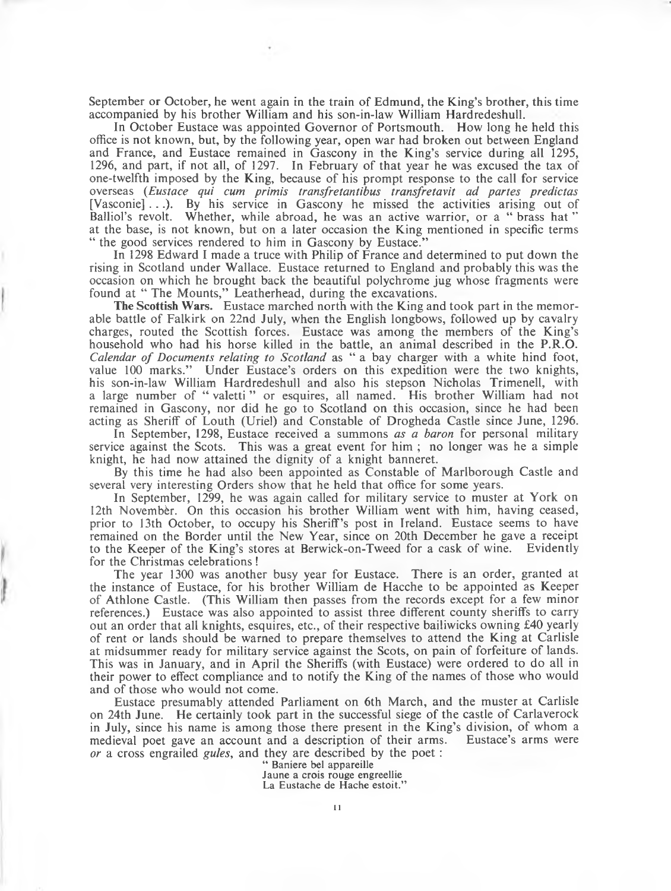September or October, he went again in the train of Edmund, the King's brother, this time accompanied by his brother William and his son-in-law William Hardredeshull.

In October Eustace was appointed Governor of Portsmouth. How long he held this office is not known, but, by the following year, open war had broken out between England and France, and Eustace remained in Gascony in the King's service during all 1295, 1296, and part, if not all, of 1297. In February of that year he was excused the tax of one-twelfth imposed by the King, because of his prompt response to the call for service overseas (*Eustace qui cum primis transfretantibus transfretavit ad partes predictas* [Vasconie] . . .). By his service in Gascony he missed the activities arising out of Balliol's revolt. Whether, while abroad, he was an active warrior, or a " brass hat " at the base, is not known, but on a later occasion the King mentioned in specific terms " the good services rendered to him in Gascony by Eustace."

In 1298 Edward I made a truce with Philip of France and determined to put down the rising in Scotland under Wallace. Eustace returned to England and probably this was the occasion on which he brought back the beautiful polychrome jug whose fragments were found at " The Mounts," Leatherhead, during the excavations.

**The Scottish Wars.** Eustace marched north with the King and took part in the memorable battle of Falkirk on 22nd July, when the English longbows, followed up by cavalry charges, routed the Scottish forces. Eustace was among the members of the King's household who had his horse killed in the battle, an animal described in the P.R.O. *Calendar of Documents relating to Scotland* as " a bay charger with a white hind foot, value 100 marks." Under Eustace's orders on this expedition were the two knights, his son-in-law William Hardredeshull and also his stepson Nicholas Trimenell, with a large number of " valetti " or esquires, all named. His brother William had not remained in Gascony, nor did he go to Scotland on this occasion, since he had been acting as Sheriff of Louth (Uriel) and Constable of Drogheda Castle since June, 1296.

In September, 1298, Eustace received a summons *as a baron* for personal military service against the Scots. This was a great event for him ; no longer was he a simple knight, he had now attained the dignity of a knight banneret.

By this time he had also been appointed as Constable of Marlborough Castle and several very interesting Orders show that he held that office for some years.

In September, 1299, he was again called for military service to muster at York on 12th November. On this occasion his brother William went with him, having ceased, prior to 13th October, to occupy his Sheriff's post in Ireland. Eustace seems to have remained on the Border until the New Year, since on 20th December he gave a receipt to the Keeper of the King's stores at Berwick-on-Tweed for a cask of wine. Evidently for the Christmas celebrations !

The year 1300 was another busy year for Eustace. There is an order, granted at the instance of Eustace, for his brother William de Hacche to be appointed as Keeper of Athlone Castle. (This William then passes from the records except for a few minor references.) Eustace was also appointed to assist three different county sheriffs to carry out an order that all knights, esquires, etc., of their respective bailiwicks owning £40 yearly of rent or lands should be warned to prepare themselves to attend the King at Carlisle at midsummer ready for military service against the Scots, on pain of forfeiture of lands. This was in January, and in April the Sheriffs (with Eustace) were ordered to do all in their power to effect compliance and to notify the King of the names of those who would and of those who would not come.

Eustace presumably attended Parliament on 6th March, and the muster at Carlisle on 24th June. He certainly took part in the successful siege of the castle of Carlaverock in July, since his name is among those there present in the King's division, of whom a medieval poet gave an account and a description of their arms. Eustace's arms were *or* a cross engrailed *gules*, and they are described by the poet :

> " Baniere bel appareille
> Jaune a crois rouge engreellie
> La Eustache de Hache estoit."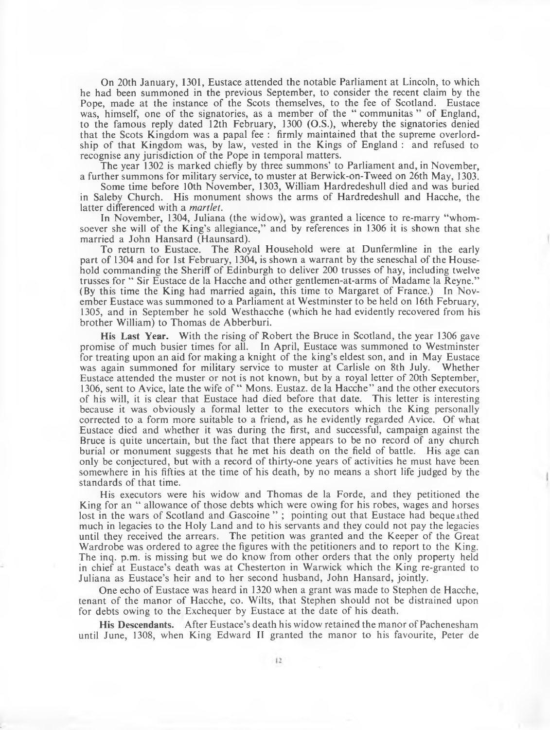On 20th January, 1301, Eustace attended the notable Parliament at Lincoln, to which he had been summoned in the previous September, to consider the recent claim by the Pope, made at the instance of the Scots themselves, to the fee of Scotland. Eustace was, himself, one of the signatories, as a member of the " communitas " of England, to the famous reply dated 12th February, 1300 (O.S.), whereby the signatories denied that the Scots Kingdom was a papal fee : firmly maintained that the supreme overlordship of that Kingdom was, by law, vested in the Kings of England : and refused to recognise any jurisdiction of the Pope in temporal matters.

The year 1302 is marked chiefly by three summons' to Parliament and, in November, a further summons for military service, to muster at Berwick-on-Tweed on 26th May, 1303.

Some time before 10th November, 1303, William Hardredeshull died and was buried in Saleby Church. His monument shows the arms of Hardredeshull and Hacche, the latter differenced with a *martlet*.

In November, 1304, Juliana (the widow), was granted a licence to re-marry "whomsoever she will of the King's allegiance," and by references in 1306 it is shown that she married a John Hansard (Haunsard).

To return to Eustace. The Royal Household were at Dunfermline in the early part of 1304 and for 1st February, 1304, is shown a warrant by the seneschal of the Household commanding the Sheriff of Edinburgh to deliver 200 trusses of hay, including twelve trusses for " Sir Eustace de la Hacche and other gentlemen-at-arms of Madame la Reyne." (By this time the King had married again, this time to Margaret of France.) In November Eustace was summoned to a Parliament at Westminster to be held on 16th February, 1305, and in September he sold Westhacche (which he had evidently recovered from his brother William) to Thomas de Abberburi.

**His Last Year.** With the rising of Robert the Bruce in Scotland, the year 1306 gave promise of much busier times for all. In April, Eustace was summoned to Westminster for treating upon an aid for making a knight of the king's eldest son, and in May Eustace was again summoned for military service to muster at Carlisle on 8th July. Whether Eustace attended the muster or not is not known, but by a royal letter of 20th September, 1306, sent to Avice, late the wife of " Mons. Eustaz. de la Hacche" and the other executors of his will, it is clear that Eustace had died before that date. This letter is interesting because it was obviously a formal letter to the executors which the King personally corrected to a form more suitable to a friend, as he evidently regarded Avice. Of what Eustace died and whether it was during the first, and successful, campaign against the Bruce is quite uncertain, but the fact that there appears to be no record of any church burial or monument suggests that he met his death on the field of battle. His age can only be conjectured, but with a record of thirty-one years of activities he must have been somewhere in his fifties at the time of his death, by no means a short life judged by the standards of that time.

His executors were his widow and Thomas de la Forde, and they petitioned the King for an " allowance of those debts which were owing for his robes, wages and horses lost in the wars of Scotland and Gascoine " ; pointing out that Eustace had bequeathed much in legacies to the Holy Land and to his servants and they could not pay the legacies until they received the arrears. The petition was granted and the Keeper of the Great Wardrobe was ordered to agree the figures with the petitioners and to report to the King. The inq. p.m. is missing but we do know from other orders that the only property held in chief at Eustace's death was at Chesterton in Warwick which the King re-granted to Juliana as Eustace's heir and to her second husband, John Hansard, jointly.

One echo of Eustace was heard in 1320 when a grant was made to Stephen de Hacche, tenant of the manor of Hacche, co. Wilts, that Stephen should not be distrained upon for debts owing to the Exchequer by Eustace at the date of his death.

**His Descendants.** After Eustace's death his widow retained the manor of Pachenesham until June, 1308, when King Edward II granted the manor to his favourite, Peter de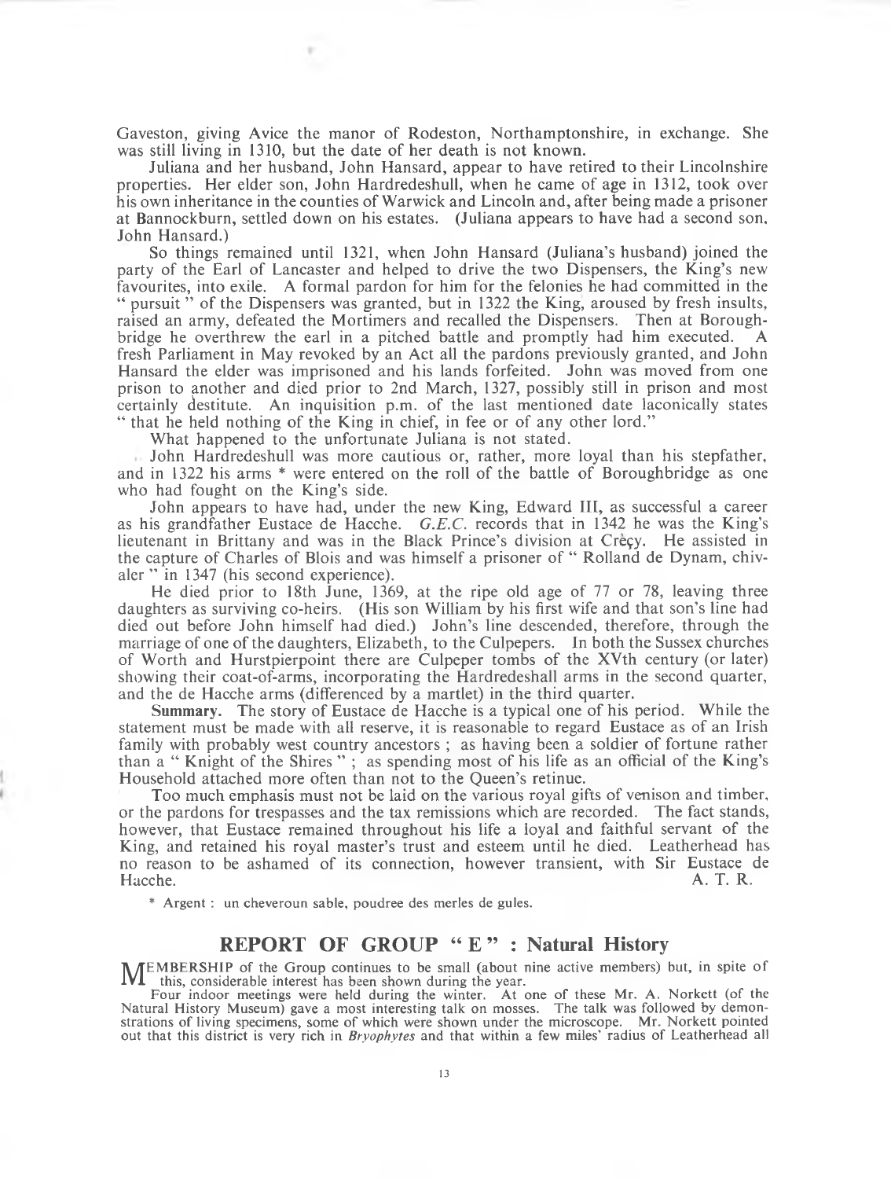Gaveston, giving Avice the manor of Rodeston, Northamptonshire, in exchange. She was still living in 1310, but the date of her death is not known.

Juliana and her husband, John Hansard, appear to have retired to their Lincolnshire properties. Her elder son, John Hardredeshull, when he came of age in 1312, took over his own inheritance in the counties of Warwick and Lincoln and, after being made a prisoner at Bannockburn, settled down on his estates. (Juliana appears to have had a second son, John Hansard.)

So things remained until 1321, when John Hansard (Juliana's husband) joined the party of the Earl of Lancaster and helped to drive the two Dispensers, the King's new favourites, into exile. A formal pardon for him for the felonies he had committed in the "pursuit" of the Dispensers was granted, but in 1322 the King, aroused by fresh insults, raised an army, defeated the Mortimers and recalled the Dispensers. Then at Boroughbridge he overthrew the earl in a pitched battle and promptly had him executed. A fresh Parliament in May revoked by an Act all the pardons previously granted, and John Hansard the elder was imprisoned and his lands forfeited. John was moved from one prison to another and died prior to 2nd March, 1327, possibly still in prison and most certainly destitute. An inquisition p.m. of the last mentioned date laconically states "that he held nothing of the King in chief, in fee or of any other lord."

What happened to the unfortunate Juliana is not stated.

John Hardredeshull was more cautious or, rather, more loyal than his stepfather, and in 1322 his arms * were entered on the roll of the battle of Boroughbridge as one who had fought on the King's side.

John appears to have had, under the new King, Edward III, as successful a career as his grandfather Eustace de Hacche. *G.E.C.* records that in 1342 he was the King's lieutenant in Brittany and was in the Black Prince's division at Crèçy. He assisted in the capture of Charles of Blois and was himself a prisoner of "Rolland de Dynam, chivaler" in 1347 (his second experience).

He died prior to 18th June, 1369, at the ripe old age of 77 or 78, leaving three daughters as surviving co-heirs. (His son William by his first wife and that son's line had died out before John himself had died.) John's line descended, therefore, through the marriage of one of the daughters, Elizabeth, to the Culpepers. In both the Sussex churches of Worth and Hurstpierpoint there are Culpeper tombs of the XVth century (or later) showing their coat-of-arms, incorporating the Hardredeshall arms in the second quarter, and the de Hacche arms (differenced by a martlet) in the third quarter.

**Summary.** The story of Eustace de Hacche is a typical one of his period. While the statement must be made with all reserve, it is reasonable to regard Eustace as of an Irish family with probably west country ancestors; as having been a soldier of fortune rather than a "Knight of the Shires"; as spending most of his life as an official of the King's Household attached more often than not to the Queen's retinue.

Too much emphasis must not be laid on the various royal gifts of venison and timber, or the pardons for trespasses and the tax remissions which are recorded. The fact stands, however, that Eustace remained throughout his life a loyal and faithful servant of the King, and retained his royal master's trust and esteem until he died. Leatherhead has no reason to be ashamed of its connection, however transient, with Sir Eustace de Hacche.

A. T. R.

\* Argent : un cheveroun sable, poudree des merles de gules.

## REPORT OF GROUP "E" : Natural History

MEMBERSHIP of the Group continues to be small (about nine active members) but, in spite of this, considerable interest has been shown during the year.

Four indoor meetings were held during the winter. At one of these Mr. A. Norkett (of the Natural History Museum) gave a most interesting talk on mosses. The talk was followed by demonstrations of living specimens, some of which were shown under the microscope. Mr. Norkett pointed out that this district is very rich in *Bryophytes* and that within a few miles' radius of Leatherhead all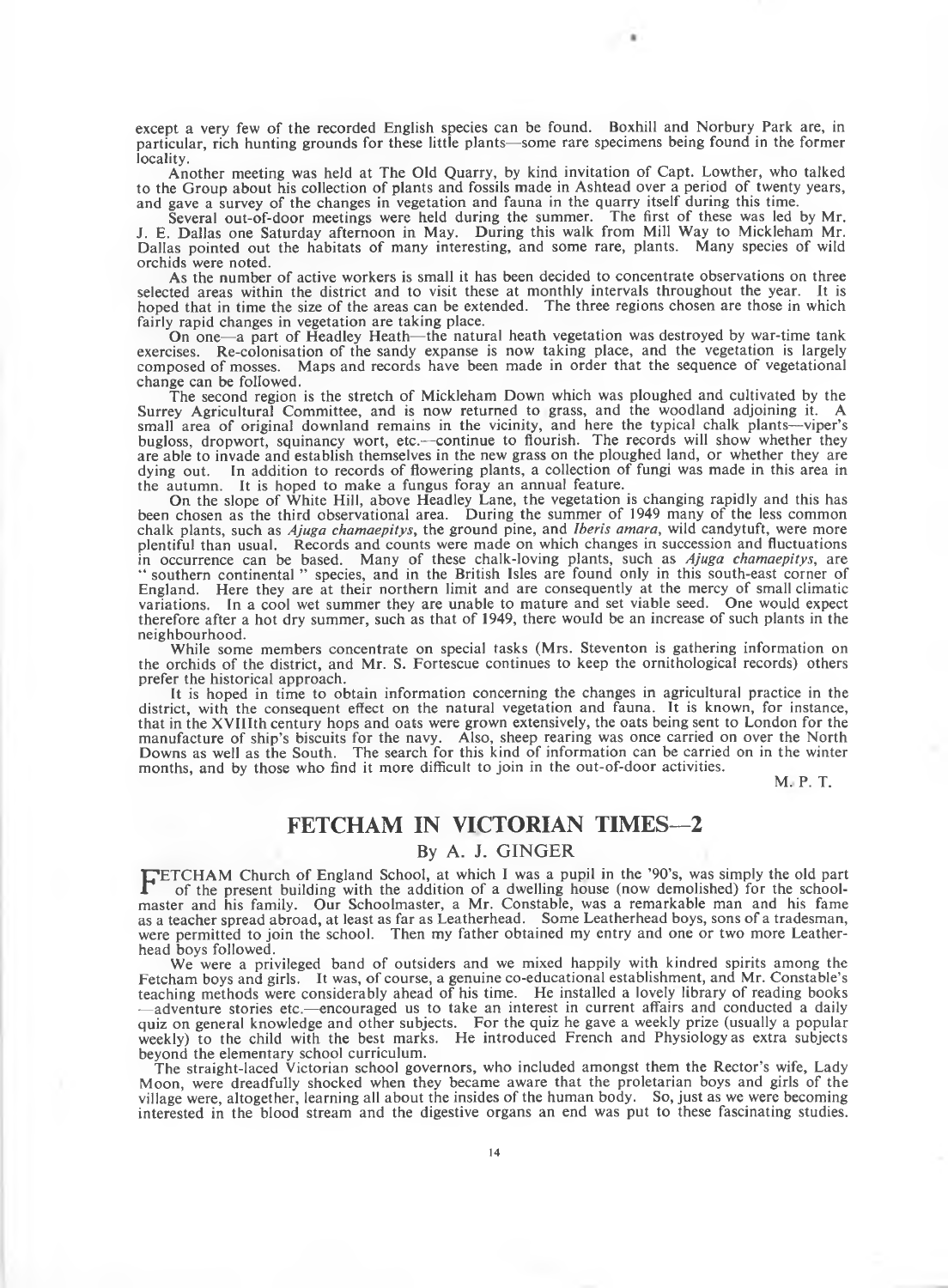except a very few of the recorded English species can be found. Boxhill and Norbury Park are, in particular, rich hunting grounds for these little plants—some rare specimens being found in the former locality.

Another meeting was held at The Old Quarry, by kind invitation of Capt. Lowther, who talked to the Group about his collection of plants and fossils made in Ashtead over a period of twenty years, and gave a survey of the changes in vegetation and fauna in the quarry itself during this time.

Several out-of-door meetings were held during the summer. The first of these was led by Mr. J. E. Dallas one Saturday afternoon in May. During this walk from Mill Way to Mickleham Mr. Dallas pointed out the habitats of many interesting, and some rare, plants. Many species of wild orchids were noted.

As the number of active workers is small it has been decided to concentrate observations on three selected areas within the district and to visit these at monthly intervals throughout the year. It is hoped that in time the size of the areas can be extended. The three regions chosen are those in which fairly rapid changes in vegetation are taking place.

On one—a part of Headley Heath—the natural heath vegetation was destroyed by war-time tank exercises. Re-colonisation of the sandy expanse is now taking place, and the vegetation is largely composed of mosses. Maps and records have been made in order that the sequence of vegetational change can be followed.

The second region is the stretch of Mickleham Down which was ploughed and cultivated by the Surrey Agricultural Committee, and is now returned to grass, and the woodland adjoining it. A small area of original downland remains in the vicinity, and here the typical chalk plants—viper's bugloss, dropwort, squinancy wort, etc.—continue to flourish. The records will show whether they are able to invade and establish themselves in the new grass on the ploughed land, or whether they are dying out. In addition to records of flowering plants, a collection of fungi was made in this area in the autumn. It is hoped to make a fungus foray an annual feature.

On the slope of White Hill, above Headley Lane, the vegetation is changing rapidly and this has been chosen as the third observational area. During the summer of 1949 many of the less common chalk plants, such as *Ajuga chamaepitys*, the ground pine, and *Iberis amara*, wild candytuft, were more plentiful than usual. Records and counts were made on which changes in succession and fluctuations in occurrence can be based. Many of these chalk-loving plants, such as *Ajuga chamaepitys*, are "southern continental" species, and in the British Isles are found only in this south-east corner of England. Here they are at their northern limit and are consequently at the mercy of small climatic variations. In a cool wet summer they are unable to mature and set viable seed. One would expect therefore after a hot dry summer, such as that of 1949, there would be an increase of such plants in the neighbourhood.

While some members concentrate on special tasks (Mrs. Steventon is gathering information on the orchids of the district, and Mr. S. Fortescue continues to keep the ornithological records) others prefer the historical approach.

It is hoped in time to obtain information concerning the changes in agricultural practice in the district, with the consequent effect on the natural vegetation and fauna. It is known, for instance, that in the XVIIIth century hops and oats were grown extensively, the oats being sent to London for the manufacture of ship's biscuits for the navy. Also, sheep rearing was once carried on over the North Downs as well as the South. The search for this kind of information can be carried on in the winter months, and by those who find it more difficult to join in the out-of-door activities.

M. P. T.

## FETCHAM IN VICTORIAN TIMES—2

### By A. J. GINGER

FETCHAM Church of England School, at which I was a pupil in the '90's, was simply the old part of the present building with the addition of a dwelling house (now demolished) for the schoolmaster and his family. Our Schoolmaster, a Mr. Constable, was a remarkable man and his fame as a teacher spread abroad, at least as far as Leatherhead. Some Leatherhead boys, sons of a tradesman, were permitted to join the school. Then my father obtained my entry and one or two more Leatherhead boys followed.

We were a privileged band of outsiders and we mixed happily with kindred spirits among the Fetcham boys and girls. It was, of course, a genuine co-educational establishment, and Mr. Constable's teaching methods were considerably ahead of his time. He installed a lovely library of reading books—adventure stories etc.—encouraged us to take an interest in current affairs and conducted a daily quiz on general knowledge and other subjects. For the quiz he gave a weekly prize (usually a popular weekly) to the child with the best marks. He introduced French and Physiology as extra subjects beyond the elementary school curriculum.

The straight-laced Victorian school governors, who included amongst them the Rector's wife, Lady Moon, were dreadfully shocked when they became aware that the proletarian boys and girls of the village were, altogether, learning all about the insides of the human body. So, just as we were becoming interested in the blood stream and the digestive organs an end was put to these fascinating studies.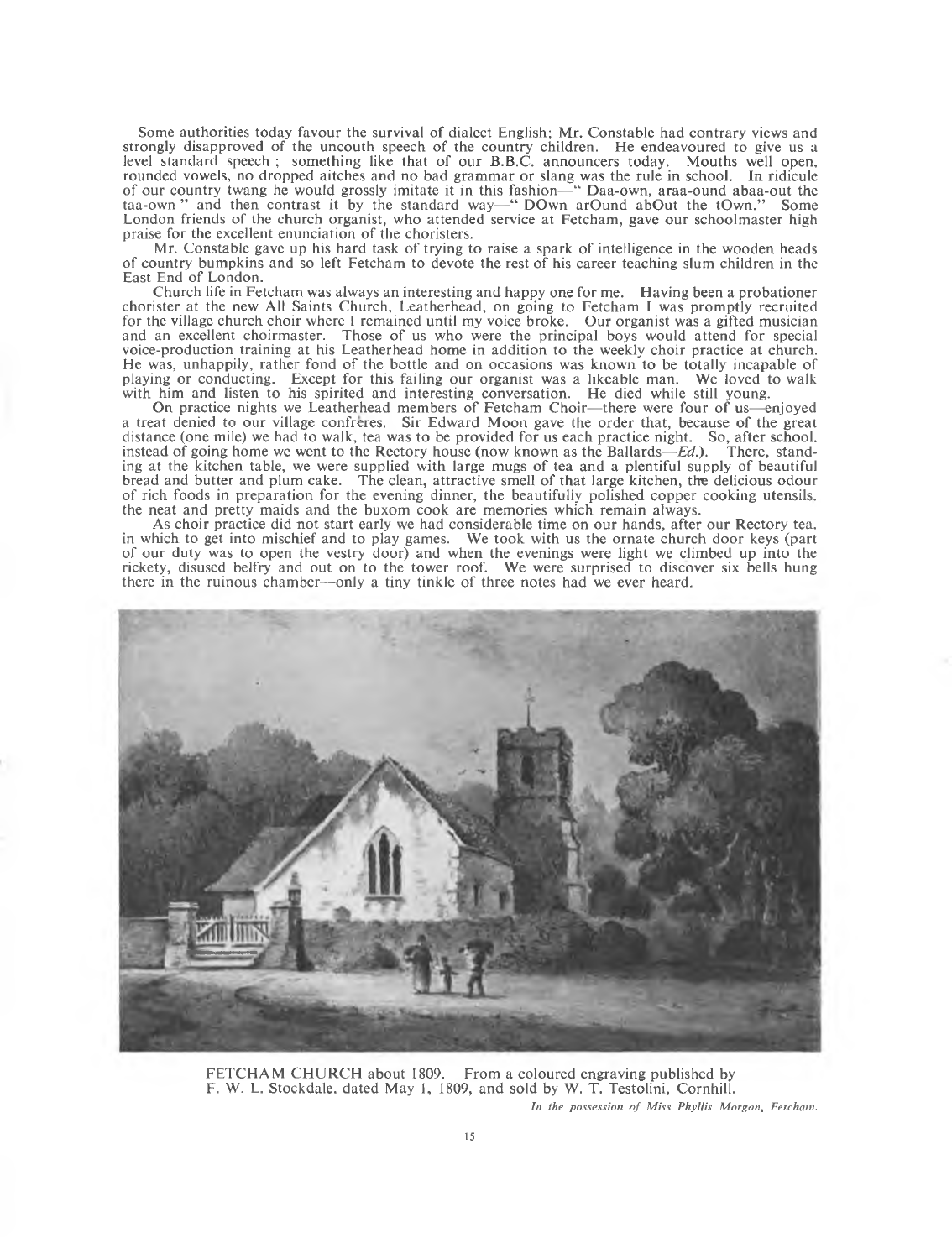Some authorities today favour the survival of dialect English; Mr. Constable had contrary views and strongly disapproved of the uncouth speech of the country children. He endeavoured to give us a level standard speech ; something like that of our B.B.C. announcers today. Mouths well open, rounded vowels, no dropped aitches and no bad grammar or slang was the rule in school. In ridicule of our country twang he would grossly imitate it in this fashion—" Daa-own, araa-ound abaa-out the taa-own " and then contrast it by the standard way—" DOwn arOund abOut the tOwn." Some London friends of the church organist, who attended service at Fetcham, gave our schoolmaster high praise for the excellent enunciation of the choristers.

Mr. Constable gave up his hard task of trying to raise a spark of intelligence in the wooden heads of country bumpkins and so left Fetcham to devote the rest of his career teaching slum children in the East End of London.

Church life in Fetcham was always an interesting and happy one for me. Having been a probationer chorister at the new All Saints Church, Leatherhead, on going to Fetcham I was promptly recruited for the village church choir where I remained until my voice broke. Our organist was a gifted musician and an excellent choirmaster. Those of us who were the principal boys would attend for special voice-production training at his Leatherhead home in addition to the weekly choir practice at church. He was, unhappily, rather fond of the bottle and on occasions was known to be totally incapable of playing or conducting. Except for this failing our organist was a likeable man. We loved to walk with him and listen to his spirited and interesting conversation. He died while still young.

On practice nights we Leatherhead members of Fetcham Choir—there were four of us—enjoyed a treat denied to our village confrères. Sir Edward Moon gave the order that, because of the great distance (one mile) we had to walk, tea was to be provided for us each practice night. So, after school, instead of going home we went to the Rectory house (now known as the Ballards—*Ed.*). There, standing at the kitchen table, we were supplied with large mugs of tea and a plentiful supply of beautiful bread and butter and plum cake. The clean, attractive smell of that large kitchen, the delicious odour of rich foods in preparation for the evening dinner, the beautifully polished copper cooking utensils, the neat and pretty maids and the buxom cook are memories which remain always.

As choir practice did not start early we had considerable time on our hands, after our Rectory tea, in which to get into mischief and to play games. We took with us the ornate church door keys (part of our duty was to open the vestry door) and when the evenings were light we climbed up into the rickety, disused belfry and out on to the tower roof. We were surprised to discover six bells hung there in the ruinous chamber—only a tiny tinkle of three notes had we ever heard.

FETCHAM CHURCH about 1809. From a coloured engraving published by F. W. L. Stockdale, dated May 1, 1809, and sold by W. T. Testolini, Cornhill.

*In the possession of Miss Phyllis Morgan, Fetcham.*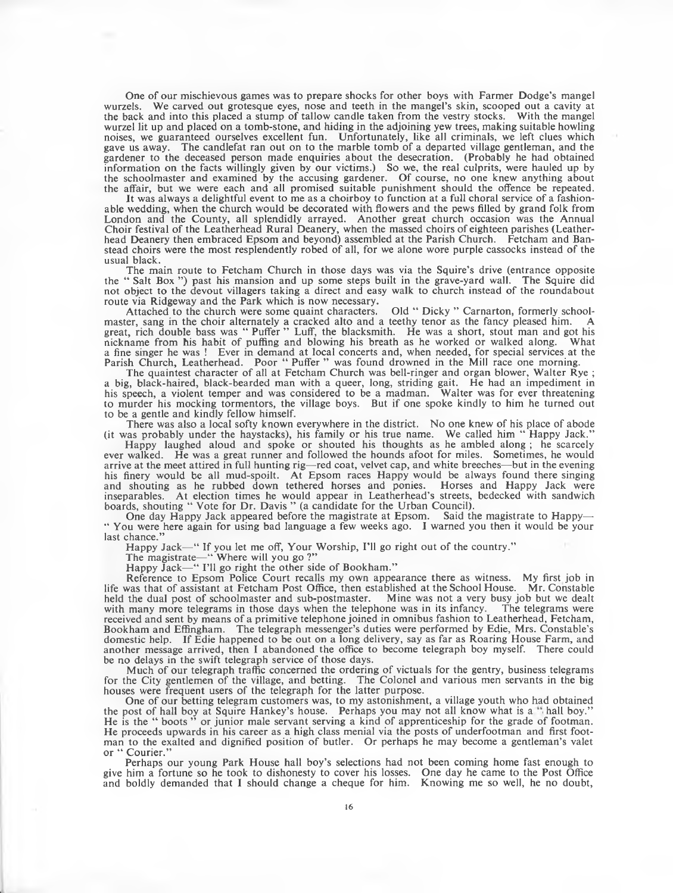One of our mischievous games was to prepare shocks for other boys with Farmer Dodge's mangel wurzels. We carved out grotesque eyes, nose and teeth in the mangel's skin, scooped out a cavity at the back and into this placed a stump of tallow candle taken from the vestry stocks. With the mangel wurzel lit up and placed on a tomb-stone, and hiding in the adjoining yew trees, making suitable howling noises, we guaranteed ourselves excellent fun. Unfortunately, like all criminals, we left clues which gave us away. The candlefat ran out on to the marble tomb of a departed village gentleman, and the gardener to the deceased person made enquiries about the desecration. (Probably he had obtained information on the facts willingly given by our victims.) So we, the real culprits, were hauled up by the schoolmaster and examined by the accusing gardener. Of course, no one knew anything about the affair, but we were each and all promised suitable punishment should the offence be repeated.

It was always a delightful event to me as a choirboy to function at a full choral service of a fashionable wedding, when the church would be decorated with flowers and the pews filled by grand folk from London and the County, all splendidly arrayed. Another great church occasion was the Annual Choir festival of the Leatherhead Rural Deanery, when the massed choirs of eighteen parishes (Leatherhead Deanery then embraced Epsom and beyond) assembled at the Parish Church. Fetcham and Banstead choirs were the most resplendently robed of all, for we alone wore purple cassocks instead of the usual black.

The main route to Fetcham Church in those days was via the Squire's drive (entrance opposite the " Salt Box ") past his mansion and up some steps built in the grave-yard wall. The Squire did not object to the devout villagers taking a direct and easy walk to church instead of the roundabout route via Ridgeway and the Park which is now necessary.

Attached to the church were some quaint characters. Old " Dicky " Carnarton, formerly schoolmaster, sang in the choir alternately a cracked alto and a teethy tenor as the fancy pleased him. A great, rich double bass was " Puffer " Luff, the blacksmith. He was a short, stout man and got his nickname from his habit of puffing and blowing his breath as he worked or walked along. What a fine singer he was ! Ever in demand at local concerts and, when needed, for special services at the Parish Church, Leatherhead. Poor " Puffer " was found drowned in the Mill race one morning.

The quaintest character of all at Fetcham Church was bell-ringer and organ blower, Walter Rye ; a big, black-haired, black-bearded man with a queer, long, striding gait. He had an impediment in his speech, a violent temper and was considered to be a madman. Walter was for ever threatening to murder his mocking tormentors, the village boys. But if one spoke kindly to him he turned out to be a gentle and kindly fellow himself.

There was also a local softy known everywhere in the district. No one knew of his place of abode (it was probably under the haystacks), his family or his true name. We called him " Happy Jack."

Happy laughed aloud and spoke or shouted his thoughts as he ambled along ; he scarcely ever walked. He was a great runner and followed the hounds afoot for miles. Sometimes, he would arrive at the meet attired in full hunting rig—red coat, velvet cap, and white breeches—but in the evening his finery would be all mud-spoilt. At Epsom races Happy would be always found there singing and shouting as he rubbed down tethered horses and ponies. Horses and Happy Jack were inseparables. At election times he would appear in Leatherhead's streets, bedecked with sandwich boards, shouting " Vote for Dr. Davis " (a candidate for the Urban Council).

One day Happy Jack appeared before the magistrate at Epsom. Said the magistrate to Happy— " You were here again for using bad language a few weeks ago. I warned you then it would be your last chance."

Happy Jack—" If you let me off, Your Worship, I'll go right out of the country."

The magistrate—" Where will you go ?"

Happy Jack—" I'll go right the other side of Bookham."

Reference to Epsom Police Court recalls my own appearance there as witness. My first job in life was that of assistant at Fetcham Post Office, then established at the School House. Mr. Constable held the dual post of schoolmaster and sub-postmaster. Mine was not a very busy job but we dealt with many more telegrams in those days when the telephone was in its infancy. The telegrams were received and sent by means of a primitive telephone joined in omnibus fashion to Leatherhead, Fetcham, Bookham and Effingham. The telegraph messenger's duties were performed by Edie, Mrs. Constable's domestic help. If Edie happened to be out on a long delivery, say as far as Roaring House Farm, and another message arrived, then I abandoned the office to become telegraph boy myself. There could be no delays in the swift telegraph service of those days.

Much of our telegraph traffic concerned the ordering of victuals for the gentry, business telegrams for the City gentlemen of the village, and betting. The Colonel and various men servants in the big houses were frequent users of the telegraph for the latter purpose.

One of our betting telegram customers was, to my astonishment, a village youth who had obtained the post of hall boy at Squire Hankey's house. Perhaps you may not all know what is a " hall boy." He is the " boots " or junior male servant serving a kind of apprenticeship for the grade of footman. He proceeds upwards in his career as a high class menial via the posts of underfootman and first footman to the exalted and dignified position of butler. Or perhaps he may become a gentleman's valet or " Courier."

Perhaps our young Park House hall boy's selections had not been coming home fast enough to give him a fortune so he took to dishonesty to cover his losses. One day he came to the Post Office and boldly demanded that I should change a cheque for him. Knowing me so well, he no doubt,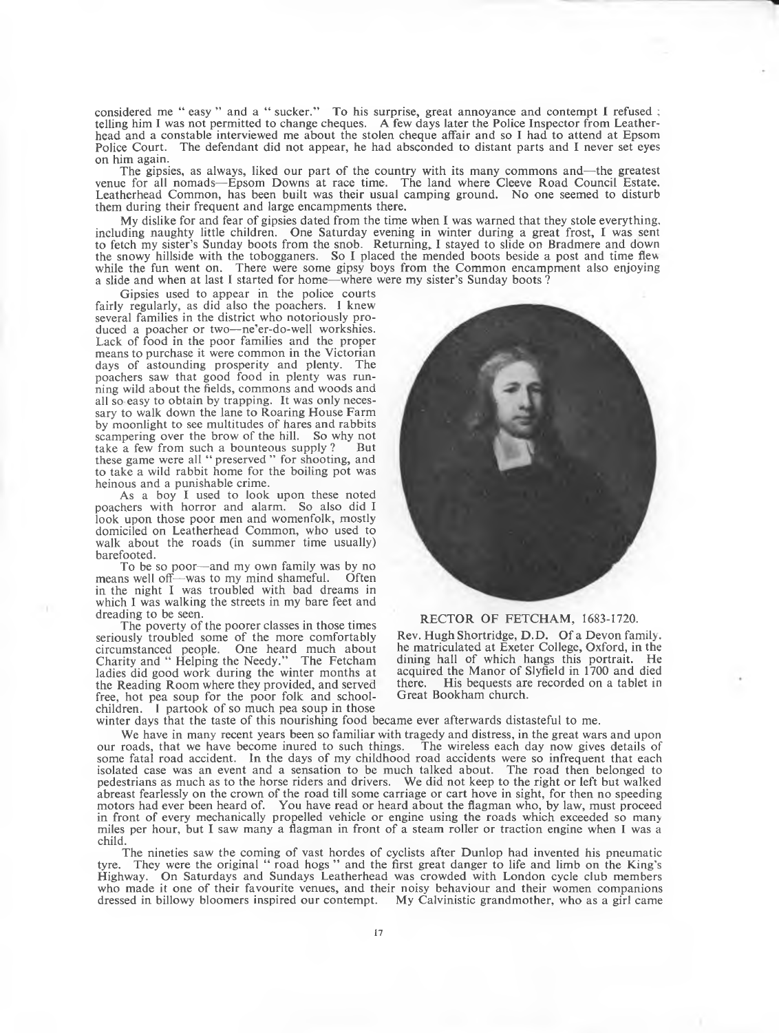considered me " easy " and a " sucker." To his surprise, great annoyance and contempt I refused ; telling him I was not permitted to change cheques. A few days later the Police Inspector from Leatherhead and a constable interviewed me about the stolen cheque affair and so I had to attend at Epsom Police Court. The defendant did not appear, he had absconded to distant parts and I never set eyes on him again.

The gipsies, as always, liked our part of the country with its many commons and—the greatest venue for all nomads—Epsom Downs at race time. The land where Cleeve Road Council Estate, Leatherhead Common, has been built was their usual camping ground. No one seemed to disturb them during their frequent and large encampments there.

My dislike for and fear of gipsies dated from the time when I was warned that they stole everything, including naughty little children. One Saturday evening in winter during a great frost, I was sent to fetch my sister's Sunday boots from the snob. Returning, I stayed to slide on Bradmere and down the snowy hillside with the tobogganers. So I placed the mended boots beside a post and time flew while the fun went on. There were some gipsy boys from the Common encampment also enjoying a slide and when at last I started for home—where were my sister's Sunday boots ?

Gipsies used to appear in the police courts fairly regularly, as did also the poachers. I knew several families in the district who notoriously produced a poacher or two—ne'er-do-well workshies. Lack of food in the poor families and the proper means to purchase it were common in the Victorian days of astounding prosperity and plenty. The poachers saw that good food in plenty was running wild about the fields, commons and woods and all so easy to obtain by trapping. It was only necessary to walk down the lane to Roaring House Farm by moonlight to see multitudes of hares and rabbits scampering over the brow of the hill. So why not take a few from such a bounteous supply ? But these game were all " preserved " for shooting, and to take a wild rabbit home for the boiling pot was heinous and a punishable crime.

As a boy I used to look upon these noted poachers with horror and alarm. So also did I look upon those poor men and womenfolk, mostly domiciled on Leatherhead Common, who used to walk about the roads (in summer time usually) barefooted.

To be so poor—and my own family was by no means well off—was to my mind shameful. Often in the night I was troubled with bad dreams in which I was walking the streets in my bare feet and dreading to be seen.

The poverty of the poorer classes in those times seriously troubled some of the more comfortably circumstanced people. One heard much about Charity and " Helping the Needy." The Fetcham ladies did good work during the winter months at the Reading Room where they provided, and served free, hot pea soup for the poor folk and schoolchildren. I partook of so much pea soup in those winter days that the taste of this nourishing food became ever afterwards distasteful to me.

RECTOR OF FETCHAM, 1683-1720.

Rev. Hugh Shortridge, D.D. Of a Devon family, he matriculated at Exeter College, Oxford, in the dining hall of which hangs this portrait. He acquired the Manor of Slyfield in 1700 and died there. His bequests are recorded on a tablet in Great Bookham church.

We have in many recent years been so familiar with tragedy and distress, in the great wars and upon our roads, that we have become inured to such things. The wireless each day now gives details of some fatal road accident. In the days of my childhood road accidents were so infrequent that each isolated case was an event and a sensation to be much talked about. The road then belonged to pedestrians as much as to the horse riders and drivers. We did not keep to the right or left but walked abreast fearlessly on the crown of the road till some carriage or cart hove in sight, for then no speeding motors had ever been heard of. You have read or heard about the flagman who, by law, must proceed in front of every mechanically propelled vehicle or engine using the roads which exceeded so many miles per hour, but I saw many a flagman in front of a steam roller or traction engine when I was a child.

The nineties saw the coming of vast hordes of cyclists after Dunlop had invented his pneumatic tyre. They were the original " road hogs " and the first great danger to life and limb on the King's Highway. On Saturdays and Sundays Leatherhead was crowded with London cycle club members who made it one of their favourite venues, and their noisy behaviour and their women companions dressed in billowy bloomers inspired our contempt. My Calvinistic grandmother, who as a girl came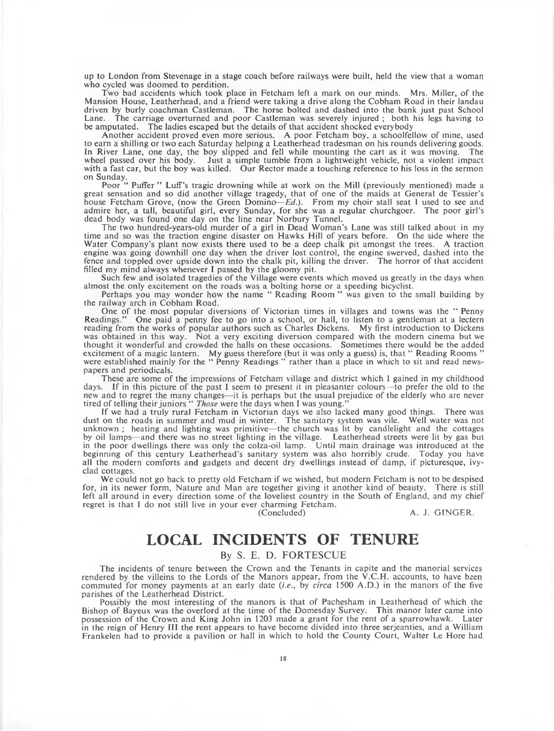up to London from Stevenage in a stage coach before railways were built, held the view that a woman who cycled was doomed to perdition.

Two bad accidents which took place in Fetcham left a mark on our minds. Mrs. Miller, of the Mansion House, Leatherhead, and a friend were taking a drive along the Cobham Road in their landau driven by burly coachman Castleman. The horse bolted and dashed into the bank just past School Lane. The carriage overturned and poor Castleman was severely injured ; both his legs having to be amputated. The ladies escaped but the details of that accident shocked everybody

Another accident proved even more serious. A poor Fetcham boy, a schoolfellow of mine, used to earn a shilling or two each Saturday helping a Leatherhead tradesman on his rounds delivering goods. In River Lane, one day, the boy slipped and fell while mounting the cart as it was moving. The wheel passed over his body. Just a simple tumble from a lightweight vehicle, not a violent impact with a fast car, but the boy was killed. Our Rector made a touching reference to his loss in the sermon on Sunday.

Poor " Puffer " Luff's tragic drowning while at work on the Mill (previously mentioned) made a great sensation and so did another village tragedy, that of one of the maids at General de Tessier's house Fetcham Grove, (now the Green Domino—*Ed.*). From my choir stall seat I used to see and admire her, a tall, beautiful girl, every Sunday, for she was a regular churchgoer. The poor girl's dead body was found one day on the line near Norbury Tunnel.

The two hundred-years-old murder of a girl in Dead Woman's Lane was still talked about in my time and so was the traction engine disaster on Hawks Hill of years before. On the side where the Water Company's plant now exists there used to be a deep chalk pit amongst the trees. A traction engine was going downhill one day when the driver lost control, the engine swerved, dashed into the fence and toppled over upside down into the chalk pit, killing the driver. The horror of that accident filled my mind always whenever I passed by the gloomy pit.

Such few and isolated tragedies of the Village were events which moved us greatly in the days when almost the only excitement on the roads was a bolting horse or a speeding bicyclist.

Perhaps you may wonder how the name " Reading Room " was given to the small building by the railway arch in Cobham Road.

One of the most popular diversions of Victorian times in villages and towns was the " Penny Readings." One paid a penny fee to go into a school, or hall, to listen to a gentleman at a lectern reading from the works of popular authors such as Charles Dickens. My first introduction to Dickens was obtained in this way. Not a very exciting diversion compared with the modern cinema but we thought it wonderful and crowded the halls on these occasions. Sometimes there would be the added excitement of a magic lantern. My guess therefore (but it was only a guess) is, that " Reading Rooms " were established mainly for the " Penny Readings " rather than a place in which to sit and read newspapers and periodicals.

These are some of the impressions of Fetcham village and district which I gained in my childhood days. If in this picture of the past I seem to present it in pleasanter colours—to prefer the old to the new and to regret the many changes—it is perhaps but the usual prejudice of the elderly who are never tired of telling their juniors " *Those* were the days when I was young."

If we had a truly rural Fetcham in Victorian days we also lacked many good things. There was dust on the roads in summer and mud in winter. The sanitary system was vile. Well water was not unknown ; heating and lighting was primitive—the church was lit by candlelight and the cottages by oil lamps—and there was no street lighting in the village. Leatherhead streets were lit by gas but in the poor dwellings there was only the colza-oil lamp. Until main drainage was introduced at the beginning of this century Leatherhead's sanitary system was also horribly crude. Today you have all the modern comforts and gadgets and decent dry dwellings instead of damp, if picturesque, ivy-clad cottages.

We could not go back to pretty old Fetcham if we wished, but modern Fetcham is not to be despised for, in its newer form, Nature and Man are together giving it another kind of beauty. There is still left all around in every direction some of the loveliest country in the South of England, and my chief regret is that I do not still live in your ever charming Fetcham.

(Concluded) A. J. GINGER.

# LOCAL INCIDENTS OF TENURE

By S. E. D. FORTESCUE

The incidents of tenure between the Crown and the Tenants in capite and the manorial services rendered by the villeins to the Lords of the Manors appear, from the V.C.H. accounts, to have been commuted for money payments at an early date (*i.e.*, by *circa* 1500 A.D.) in the manors of the five parishes of the Leatherhead District.

Possibly the most interesting of the manors is that of Pachesham in Leatherhead of which the Bishop of Bayeux was the overlord at the time of the Domesday Survey. This manor later came into possession of the Crown and King John in 1203 made a grant for the rent of a sparrowhawk. Later in the reign of Henry III the rent appears to have become divided into three serjeanties, and a William Frankelen had to provide a pavilion or hall in which to hold the County Court, Walter Le Hore had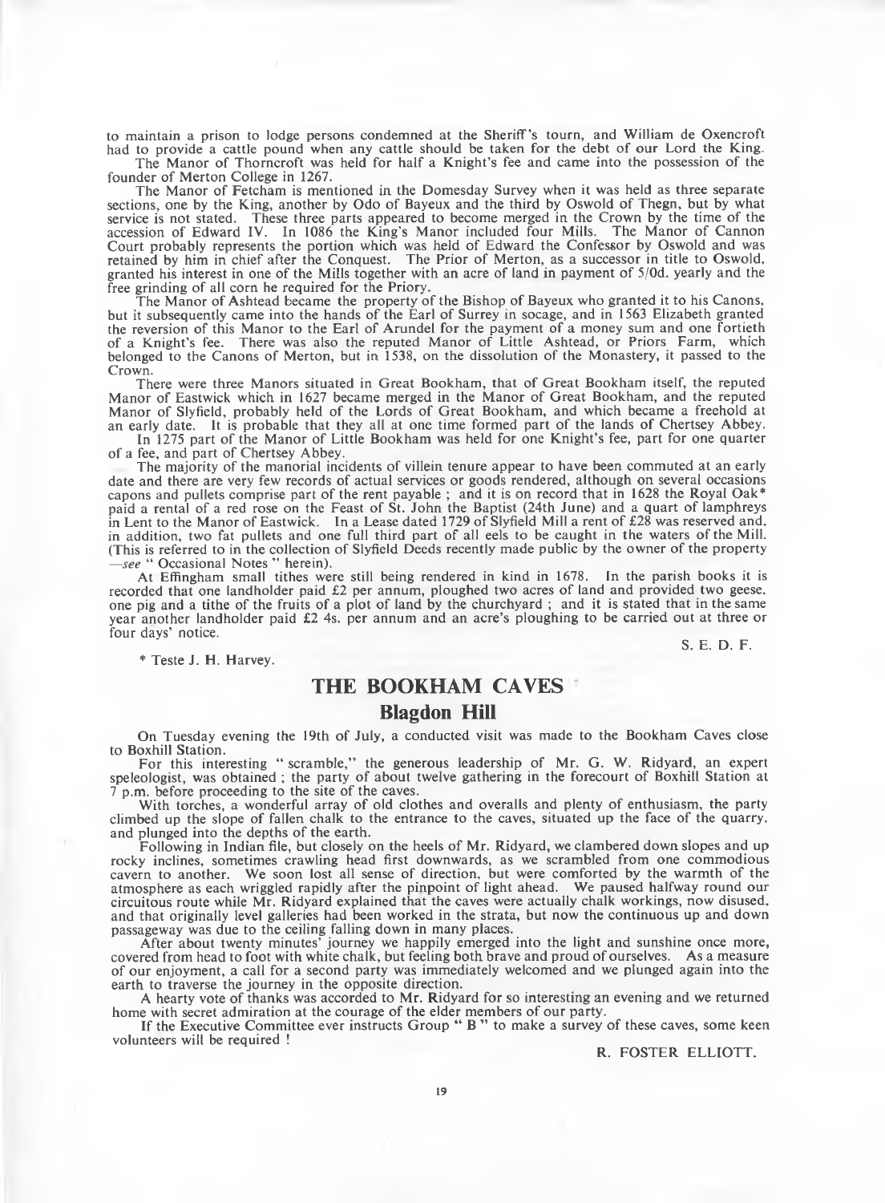to maintain a prison to lodge persons condemned at the Sheriff's tourn, and William de Oxencroft had to provide a cattle pound when any cattle should be taken for the debt of our Lord the King.

The Manor of Thorncroft was held for half a Knight's fee and came into the possession of the founder of Merton College in 1267.

The Manor of Fetcham is mentioned in the Domesday Survey when it was held as three separate sections, one by the King, another by Odo of Bayeux and the third by Oswold of Thegn, but by what service is not stated. These three parts appeared to become merged in the Crown by the time of the accession of Edward IV. In 1086 the King's Manor included four Mills. The Manor of Cannon Court probably represents the portion which was held of Edward the Confessor by Oswold and was retained by him in chief after the Conquest. The Prior of Merton, as a successor in title to Oswold, granted his interest in one of the Mills together with an acre of land in payment of 5/0d. yearly and the free grinding of all corn he required for the Priory.

The Manor of Ashtead became the property of the Bishop of Bayeux who granted it to his Canons, but it subsequently came into the hands of the Earl of Surrey in socage, and in 1563 Elizabeth granted the reversion of this Manor to the Earl of Arundel for the payment of a money sum and one fortieth of a Knight's fee. There was also the reputed Manor of Little Ashtead, or Priors Farm, which belonged to the Canons of Merton, but in 1538, on the dissolution of the Monastery, it passed to the Crown.

There were three Manors situated in Great Bookham, that of Great Bookham itself, the reputed Manor of Eastwick which in 1627 became merged in the Manor of Great Bookham, and the reputed Manor of Slyfield, probably held of the Lords of Great Bookham, and which became a freehold at an early date. It is probable that they all at one time formed part of the lands of Chertsey Abbey.

In 1275 part of the Manor of Little Bookham was held for one Knight's fee, part for one quarter of a fee, and part of Chertsey Abbey.

The majority of the manorial incidents of villein tenure appear to have been commuted at an early date and there are very few records of actual services or goods rendered, although on several occasions capons and pullets comprise part of the rent payable; and it is on record that in 1628 the Royal Oak* paid a rental of a red rose on the Feast of St. John the Baptist (24th June) and a quart of lamphreys in Lent to the Manor of Eastwick. In a Lease dated 1729 of Slyfield Mill a rent of £28 was reserved and, in addition, two fat pullets and one full third part of all eels to be caught in the waters of the Mill. (This is referred to in the collection of Slyfield Deeds recently made public by the owner of the property —*see* " Occasional Notes " herein).

At Effingham small tithes were still being rendered in kind in 1678. In the parish books it is recorded that one landholder paid £2 per annum, ploughed two acres of land and provided two geese, one pig and a tithe of the fruits of a plot of land by the churchyard; and it is stated that in the same year another landholder paid £2 4s. per annum and an acre's ploughing to be carried out at three or four days' notice.

S. E. D. F.

\* Teste J. H. Harvey.

## THE BOOKHAM CAVES

### Blagdon Hill

On Tuesday evening the 19th of July, a conducted visit was made to the Bookham Caves close to Boxhill Station.

For this interesting " scramble," the generous leadership of Mr. G. W. Ridyard, an expert speleologist, was obtained; the party of about twelve gathering in the forecourt of Boxhill Station at 7 p.m. before proceeding to the site of the caves.

With torches, a wonderful array of old clothes and overalls and plenty of enthusiasm, the party climbed up the slope of fallen chalk to the entrance to the caves, situated up the face of the quarry, and plunged into the depths of the earth.

Following in Indian file, but closely on the heels of Mr. Ridyard, we clambered down slopes and up rocky inclines, sometimes crawling head first downwards, as we scrambled from one commodious cavern to another. We soon lost all sense of direction, but were comforted by the warmth of the atmosphere as each wriggled rapidly after the pinpoint of light ahead. We paused halfway round our circuitous route while Mr. Ridyard explained that the caves were actually chalk workings, now disused, and that originally level galleries had been worked in the strata, but now the continuous up and down passageway was due to the ceiling falling down in many places.

After about twenty minutes' journey we happily emerged into the light and sunshine once more, covered from head to foot with white chalk, but feeling both brave and proud of ourselves. As a measure of our enjoyment, a call for a second party was immediately welcomed and we plunged again into the earth to traverse the journey in the opposite direction.

A hearty vote of thanks was accorded to Mr. Ridyard for so interesting an evening and we returned home with secret admiration at the courage of the elder members of our party.

If the Executive Committee ever instructs Group " B " to make a survey of these caves, some keen volunteers will be required!

R. FOSTER ELLIOTT.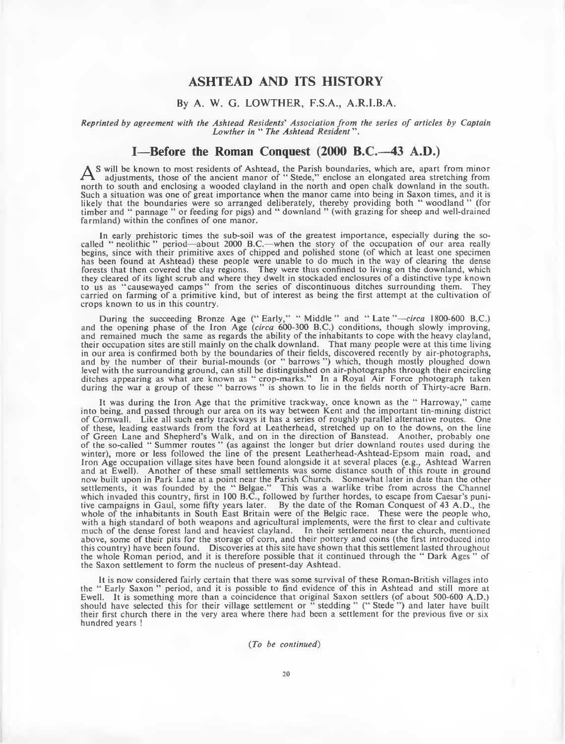# ASHTEAD AND ITS HISTORY

By A. W. G. LOWTHER, F.S.A., A.R.I.B.A.

*Reprinted by agreement with the Ashtead Residents' Association from the series of articles by Captain Lowther in " The Ashtead Resident ".*

## I—Before the Roman Conquest (2000 B.C.—43 A.D.)

As will be known to most residents of Ashtead, the Parish boundaries, which are, apart from minor adjustments, those of the ancient manor of " Stede," enclose an elongated area stretching from north to south and enclosing a wooded clayland in the north and open chalk downland in the south. Such a situation was one of great importance when the manor came into being in Saxon times, and it is likely that the boundaries were so arranged deliberately, thereby providing both " woodland " (for timber and " pannage " or feeding for pigs) and " downland " (with grazing for sheep and well-drained farmland) within the confines of one manor.

In early prehistoric times the sub-soil was of the greatest importance, especially during the so-called " neolithic " period—about 2000 B.C.—when the story of the occupation of our area really begins, since with their primitive axes of chipped and polished stone (of which at least one specimen has been found at Ashtead) these people were unable to do much in the way of clearing the dense forests that then covered the clay regions. They were thus confined to living on the downland, which they cleared of its light scrub and where they dwelt in stockaded enclosures of a distinctive type known to us as "causewayed camps" from the series of discontinuous ditches surrounding them. They carried on farming of a primitive kind, but of interest as being the first attempt at the cultivation of crops known to us in this country.

During the succeeding Bronze Age (" Early," " Middle " and " Late "—*circa* 1800-600 B.C.) and the opening phase of the Iron Age (*circa* 600-300 B.C.) conditions, though slowly improving, and remained much the same as regards the ability of the inhabitants to cope with the heavy clayland, their occupation sites are still mainly on the chalk downland. That many people were at this time living in our area is confirmed both by the boundaries of their fields, discovered recently by air-photographs, and by the number of their burial-mounds (or " barrows ") which, though mostly ploughed down level with the surrounding ground, can still be distinguished on air-photographs through their encircling ditches appearing as what are known as " crop-marks." In a Royal Air Force photograph taken during the war a group of these " barrows " is shown to lie in the fields north of Thirty-acre Barn.

It was during the Iron Age that the primitive trackway, once known as the " Harroway," came into being, and passed through our area on its way between Kent and the important tin-mining district of Cornwall. Like all such early trackways it has a series of roughly parallel alternative routes. One of these, leading eastwards from the ford at Leatherhead, stretched up on to the downs, on the line of Green Lane and Shepherd's Walk, and on in the direction of Banstead. Another, probably one of the so-called " Summer routes " (as against the longer but drier downland routes used during the winter), more or less followed the line of the present Leatherhead-Ashtead-Epsom main road, and Iron Age occupation village sites have been found alongside it at several places (e.g., Ashtead Warren and at Ewell). Another of these small settlements was some distance south of this route in ground now built upon in Park Lane at a point near the Parish Church. Somewhat later in date than the other settlements, it was founded by the " Belgae." This was a warlike tribe from across the Channel which invaded this country, first in 100 B.C., followed by further hordes, to escape from Caesar's punitive campaigns in Gaul, some fifty years later. By the date of the Roman Conquest of 43 A.D., the whole of the inhabitants in South East Britain were of the Belgic race. These were the people who, with a high standard of both weapons and agricultural implements, were the first to clear and cultivate much of the dense forest land and heaviest clayland. In their settlement near the church, mentioned above, some of their pits for the storage of corn, and their pottery and coins (the first introduced into this country) have been found. Discoveries at this site have shown that this settlement lasted throughout the whole Roman period, and it is therefore possible that it continued through the " Dark Ages " of the Saxon settlement to form the nucleus of present-day Ashtead.

It is now considered fairly certain that there was some survival of these Roman-British villages into the " Early Saxon " period, and it is possible to find evidence of this in Ashtead and still more at Ewell. It is something more than a coincidence that original Saxon settlers (of about 500-600 A.D.) should have selected this for their village settlement or " stedding " (" Stede ") and later have built their first church there in the very area where there had been a settlement for the previous five or six hundred years !

*(To be continued)*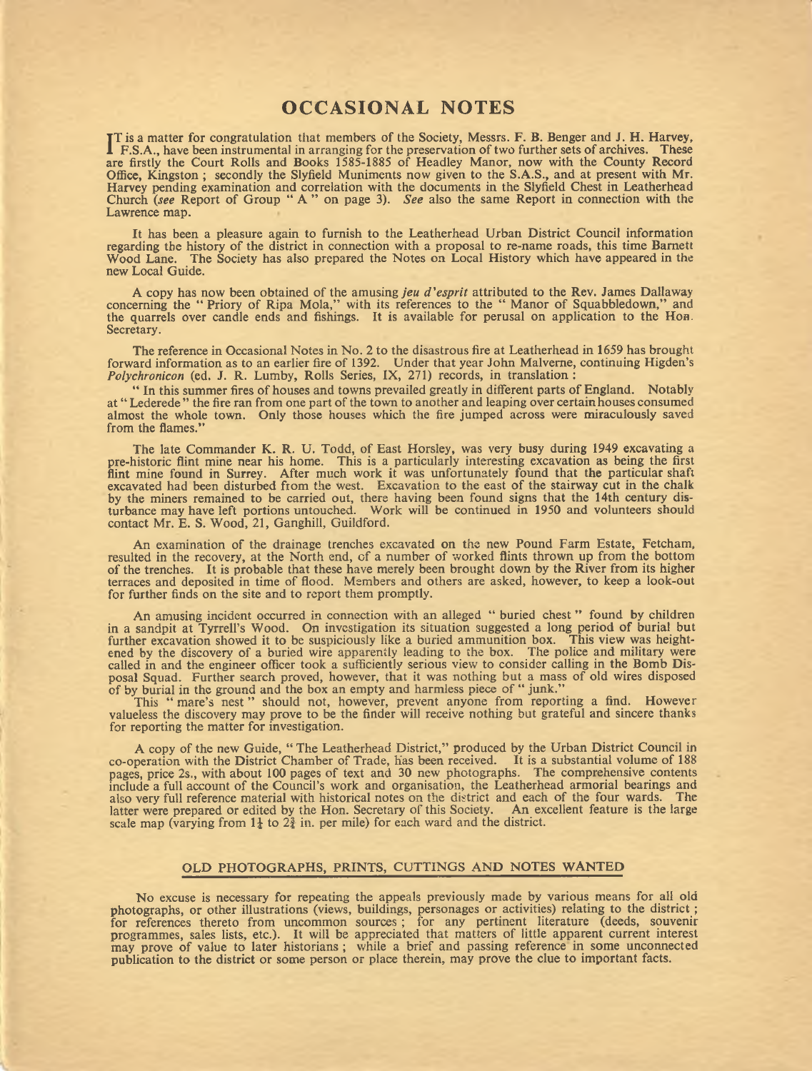## OCCASIONAL NOTES

It is a matter for congratulation that members of the Society, Messrs. F. B. Benger and J. H. Harvey, F.S.A., have been instrumental in arranging for the preservation of two further sets of archives. These are firstly the Court Rolls and Books 1585-1885 of Headley Manor, now with the County Record Office, Kingston; secondly the Slyfield Muniments now given to the S.A.S., and at present with Mr. Harvey pending examination and correlation with the documents in the Slyfield Chest in Leatherhead Church (*see* Report of Group "A" on page 3). *See* also the same Report in connection with the Lawrence map.

It has been a pleasure again to furnish to the Leatherhead Urban District Council information regarding the history of the district in connection with a proposal to re-name roads, this time Barnett Wood Lane. The Society has also prepared the Notes on Local History which have appeared in the new Local Guide.

A copy has now been obtained of the amusing *jeu d'esprit* attributed to the Rev. James Dallaway concerning the "Priory of Ripa Mola," with its references to the "Manor of Squabbledown," and the quarrels over candle ends and fishings. It is available for perusal on application to the Hon. Secretary.

The reference in Occasional Notes in No. 2 to the disastrous fire at Leatherhead in 1659 has brought forward information as to an earlier fire of 1392. Under that year John Malverne, continuing Higden's *Polychronicon* (ed. J. R. Lumby, Rolls Series, IX, 271) records, in translation:

"In this summer fires of houses and towns prevailed greatly in different parts of England. Notably at "Lederede" the fire ran from one part of the town to another and leaping over certain houses consumed almost the whole town. Only those houses which the fire jumped across were miraculously saved from the flames."

The late Commander K. R. U. Todd, of East Horsley, was very busy during 1949 excavating a pre-historic flint mine near his home. This is a particularly interesting excavation as being the first flint mine found in Surrey. After much work it was unfortunately found that the particular shaft excavated had been disturbed from the west. Excavation to the east of the stairway cut in the chalk by the miners remained to be carried out, there having been found signs that the 14th century disturbance may have left portions untouched. Work will be continued in 1950 and volunteers should contact Mr. E. S. Wood, 21, Ganghill, Guildford.

An examination of the drainage trenches excavated on the new Pound Farm Estate, Fetcham, resulted in the recovery, at the North end, of a number of worked flints thrown up from the bottom of the trenches. It is probable that these have merely been brought down by the River from its higher terraces and deposited in time of flood. Members and others are asked, however, to keep a look-out for further finds on the site and to report them promptly.

An amusing incident occurred in connection with an alleged "buried chest" found by children in a sandpit at Tyrrell's Wood. On investigation its situation suggested a long period of burial but further excavation showed it to be suspiciously like a buried ammunition box. This view was heightened by the discovery of a buried wire apparently leading to the box. The police and military were called in and the engineer officer took a sufficiently serious view to consider calling in the Bomb Disposal Squad. Further search proved, however, that it was nothing but a mass of old wires disposed of by burial in the ground and the box an empty and harmless piece of "junk."

This "mare's nest" should not, however, prevent anyone from reporting a find. However valueless the discovery may prove to be the finder will receive nothing but grateful and sincere thanks for reporting the matter for investigation.

A copy of the new Guide, "The Leatherhead District," produced by the Urban District Council in co-operation with the District Chamber of Trade, has been received. It is a substantial volume of 188 pages, price 2s., with about 100 pages of text and 30 new photographs. The comprehensive contents include a full account of the Council's work and organisation, the Leatherhead armorial bearings and also very full reference material with historical notes on the district and each of the four wards. The latter were prepared or edited by the Hon. Secretary of this Society. An excellent feature is the large scale map (varying from $1\frac{1}{2}$ to $2\frac{3}{4}$ in. per mile) for each ward and the district.

### OLD PHOTOGRAPHS, PRINTS, CUTTINGS AND NOTES WANTED

No excuse is necessary for repeating the appeals previously made by various means for all old photographs, or other illustrations (views, buildings, personages or activities) relating to the district; for references thereto from uncommon sources; for any pertinent literature (deeds, souvenir programmes, sales lists, etc.). It will be appreciated that matters of little apparent current interest may prove of value to later historians; while a brief and passing reference in some unconnected publication to the district or some person or place therein, may prove the clue to important facts.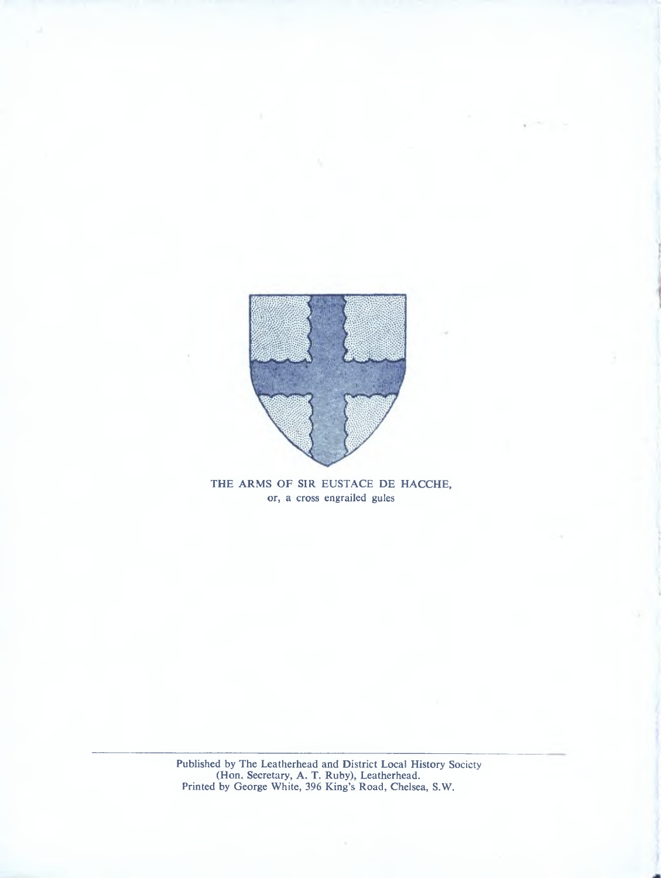THE ARMS OF SIR EUSTACE DE HACCHE,
or, a cross engrailed gules

---

Published by The Leatherhead and District Local History Society
(Hon. Secretary, A. T. Ruby), Leatherhead.
Printed by George White, 396 King's Road, Chelsea, S.W.